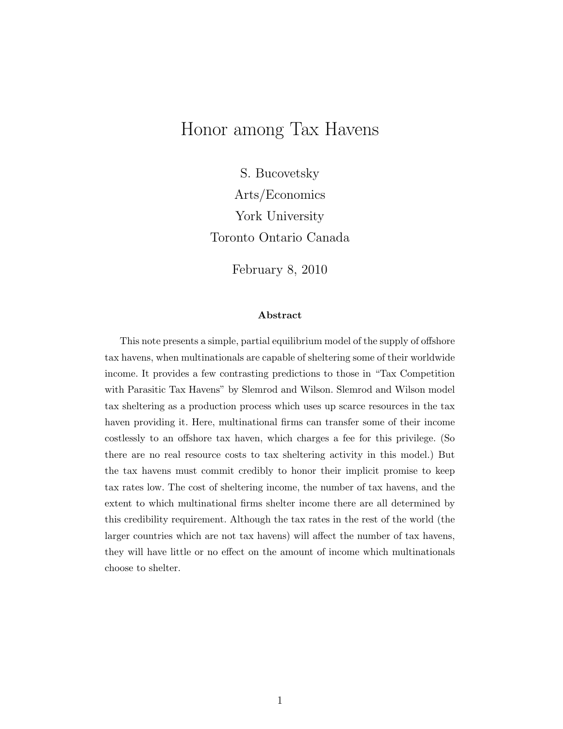# Honor among Tax Havens

S. Bucovetsky

Arts/Economics

York University

Toronto Ontario Canada

February 8, 2010

### Abstract

This note presents a simple, partial equilibrium model of the supply of offshore tax havens, when multinationals are capable of sheltering some of their worldwide income. It provides a few contrasting predictions to those in "Tax Competition with Parasitic Tax Havens" by Slemrod and Wilson. Slemrod and Wilson model tax sheltering as a production process which uses up scarce resources in the tax haven providing it. Here, multinational firms can transfer some of their income costlessly to an offshore tax haven, which charges a fee for this privilege. (So there are no real resource costs to tax sheltering activity in this model.) But the tax havens must commit credibly to honor their implicit promise to keep tax rates low. The cost of sheltering income, the number of tax havens, and the extent to which multinational firms shelter income there are all determined by this credibility requirement. Although the tax rates in the rest of the world (the larger countries which are not tax havens) will affect the number of tax havens, they will have little or no effect on the amount of income which multinationals choose to shelter.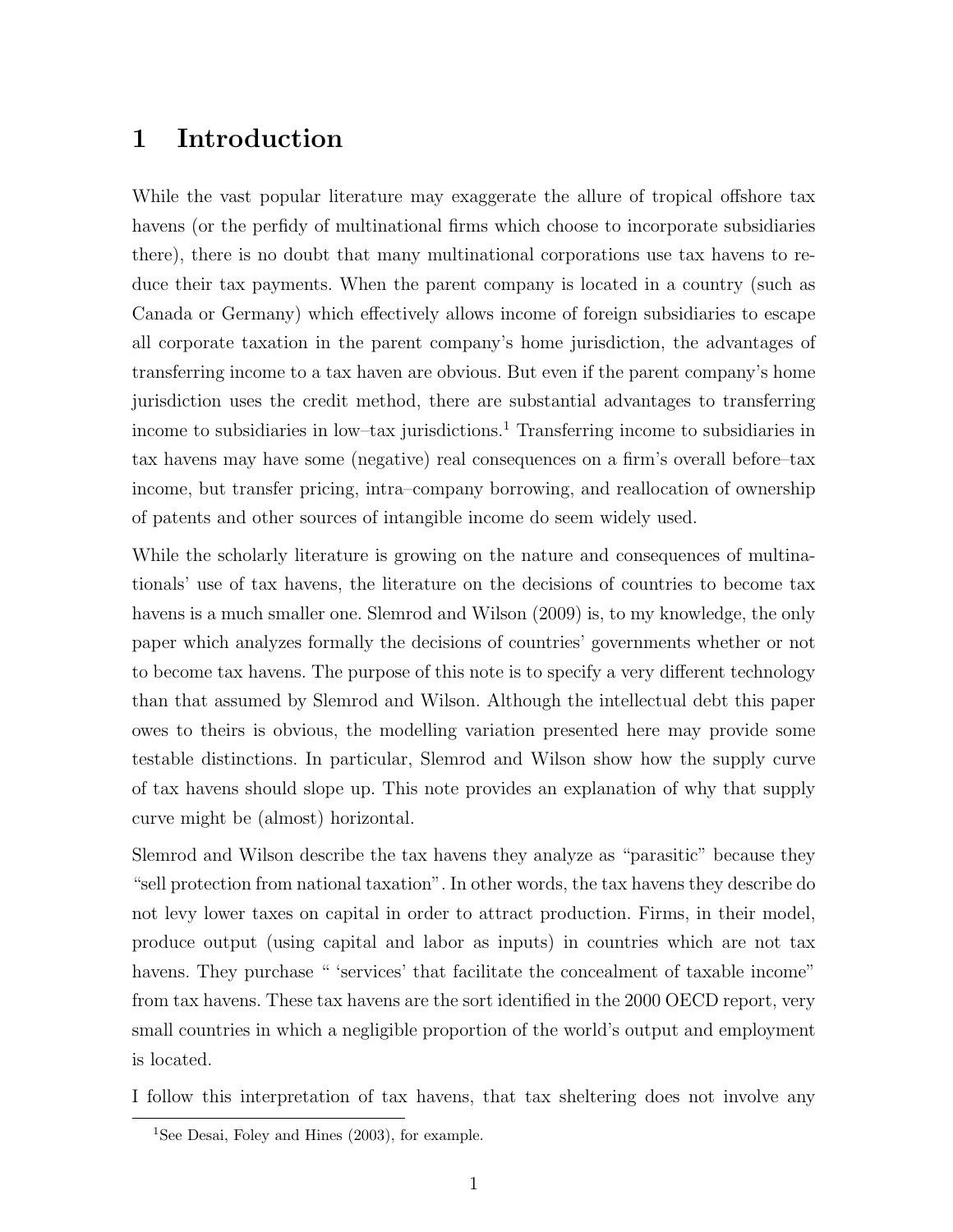# 1 Introduction

While the vast popular literature may exaggerate the allure of tropical offshore tax havens (or the perfidy of multinational firms which choose to incorporate subsidiaries there), there is no doubt that many multinational corporations use tax havens to reduce their tax payments. When the parent company is located in a country (such as Canada or Germany) which effectively allows income of foreign subsidiaries to escape all corporate taxation in the parent company's home jurisdiction, the advantages of transferring income to a tax haven are obvious. But even if the parent company's home jurisdiction uses the credit method, there are substantial advantages to transferring income to subsidiaries in low–tax jurisdictions.[1] Transferring income to subsidiaries in tax havens may have some (negative) real consequences on a firm's overall before–tax income, but transfer pricing, intra–company borrowing, and reallocation of ownership of patents and other sources of intangible income do seem widely used.

While the scholarly literature is growing on the nature and consequences of multinationals' use of tax havens, the literature on the decisions of countries to become tax havens is a much smaller one. Slemrod and Wilson (2009) is, to my knowledge, the only paper which analyzes formally the decisions of countries' governments whether or not to become tax havens. The purpose of this note is to specify a very different technology than that assumed by Slemrod and Wilson. Although the intellectual debt this paper owes to theirs is obvious, the modelling variation presented here may provide some testable distinctions. In particular, Slemrod and Wilson show how the supply curve of tax havens should slope up. This note provides an explanation of why that supply curve might be (almost) horizontal.

Slemrod and Wilson describe the tax havens they analyze as "parasitic" because they "sell protection from national taxation". In other words, the tax havens they describe do not levy lower taxes on capital in order to attract production. Firms, in their model, produce output (using capital and labor as inputs) in countries which are not tax havens. They purchase " 'services' that facilitate the concealment of taxable income" from tax havens. These tax havens are the sort identified in the 2000 OECD report, very small countries in which a negligible proportion of the world's output and employment is located.

I follow this interpretation of tax havens, that tax sheltering does not involve any

[1] See Desai, Foley and Hines (2003), for example.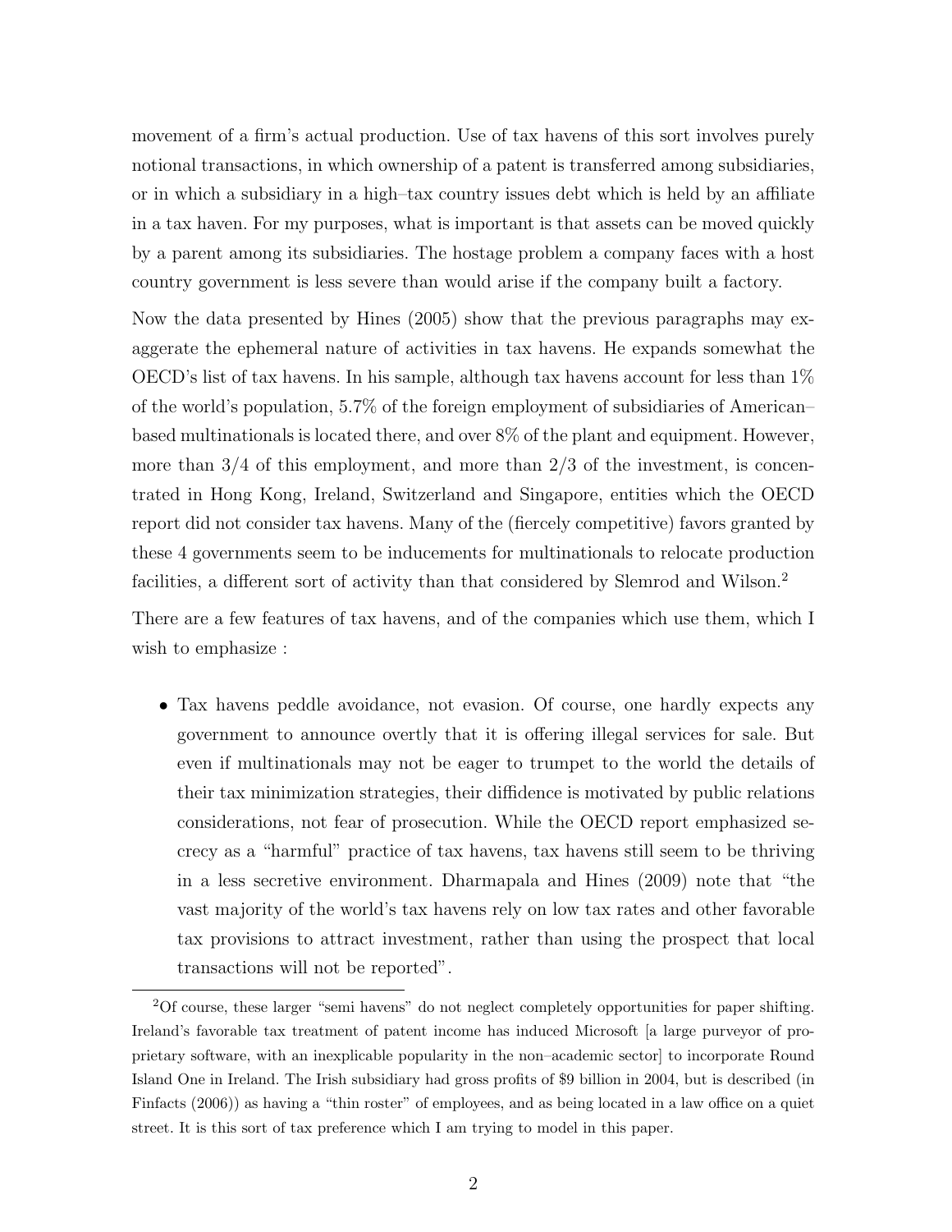movement of a firm's actual production. Use of tax havens of this sort involves purely notional transactions, in which ownership of a patent is transferred among subsidiaries, or in which a subsidiary in a high–tax country issues debt which is held by an affiliate in a tax haven. For my purposes, what is important is that assets can be moved quickly by a parent among its subsidiaries. The hostage problem a company faces with a host country government is less severe than would arise if the company built a factory.

Now the data presented by Hines (2005) show that the previous paragraphs may exaggerate the ephemeral nature of activities in tax havens. He expands somewhat the OECD's list of tax havens. In his sample, although tax havens account for less than 1% of the world's population, 5.7% of the foreign employment of subsidiaries of American–based multinationals is located there, and over 8% of the plant and equipment. However, more than 3/4 of this employment, and more than 2/3 of the investment, is concentrated in Hong Kong, Ireland, Switzerland and Singapore, entities which the OECD report did not consider tax havens. Many of the (fiercely competitive) favors granted by these 4 governments seem to be inducements for multinationals to relocate production facilities, a different sort of activity than that considered by Slemrod and Wilson.[2]

There are a few features of tax havens, and of the companies which use them, which I wish to emphasize :

- Tax havens peddle avoidance, not evasion. Of course, one hardly expects any government to announce overtly that it is offering illegal services for sale. But even if multinationals may not be eager to trumpet to the world the details of their tax minimization strategies, their diffidence is motivated by public relations considerations, not fear of prosecution. While the OECD report emphasized secrecy as a "harmful" practice of tax havens, tax havens still seem to be thriving in a less secretive environment. Dharmapala and Hines (2009) note that "the vast majority of the world's tax havens rely on low tax rates and other favorable tax provisions to attract investment, rather than using the prospect that local transactions will not be reported".

[2] Of course, these larger "semi havens" do not neglect completely opportunities for paper shifting. Ireland's favorable tax treatment of patent income has induced Microsoft [a large purveyor of proprietary software, with an inexplicable popularity in the non–academic sector] to incorporate Round Island One in Ireland. The Irish subsidiary had gross profits of $9 billion in 2004, but is described (in Finfacts (2006)) as having a "thin roster" of employees, and as being located in a law office on a quiet street. It is this sort of tax preference which I am trying to model in this paper.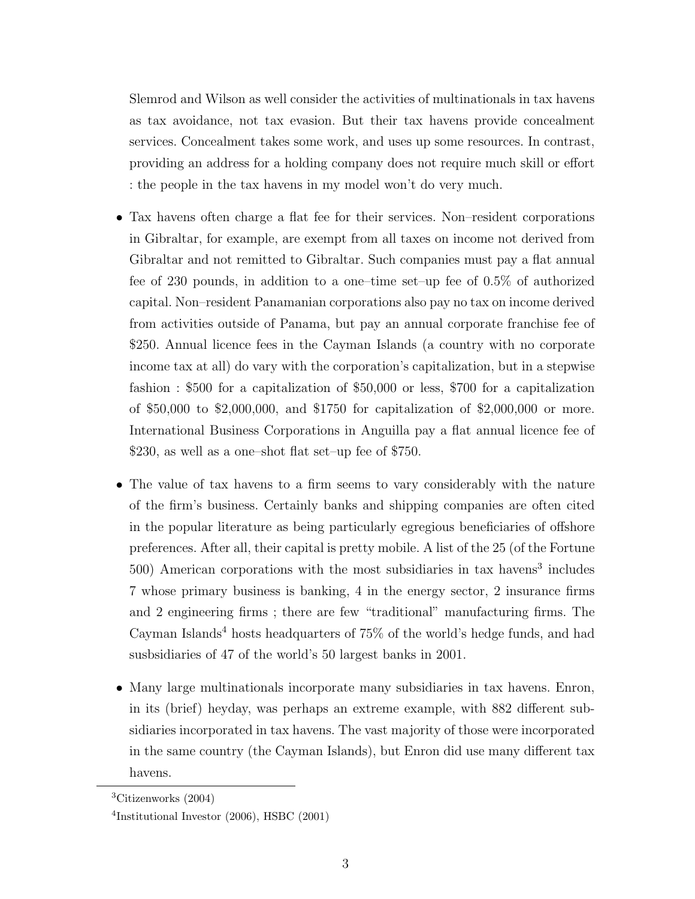Slemrod and Wilson as well consider the activities of multinationals in tax havens as tax avoidance, not tax evasion. But their tax havens provide concealment services. Concealment takes some work, and uses up some resources. In contrast, providing an address for a holding company does not require much skill or effort : the people in the tax havens in my model won't do very much.

- Tax havens often charge a flat fee for their services. Non–resident corporations in Gibraltar, for example, are exempt from all taxes on income not derived from Gibraltar and not remitted to Gibraltar. Such companies must pay a flat annual fee of 230 pounds, in addition to a one–time set–up fee of 0.5% of authorized capital. Non–resident Panamanian corporations also pay no tax on income derived from activities outside of Panama, but pay an annual corporate franchise fee of $250. Annual licence fees in the Cayman Islands (a country with no corporate income tax at all) do vary with the corporation's capitalization, but in a stepwise fashion : $500 for a capitalization of $50,000 or less, $700 for a capitalization of $50,000 to $2,000,000, and $1750 for capitalization of $2,000,000 or more. International Business Corporations in Anguilla pay a flat annual licence fee of $230, as well as a one–shot flat set–up fee of $750.

- The value of tax havens to a firm seems to vary considerably with the nature of the firm's business. Certainly banks and shipping companies are often cited in the popular literature as being particularly egregious beneficiaries of offshore preferences. After all, their capital is pretty mobile. A list of the 25 (of the Fortune 500) American corporations with the most subsidiaries in tax havens[3] includes 7 whose primary business is banking, 4 in the energy sector, 2 insurance firms and 2 engineering firms ; there are few "traditional" manufacturing firms. The Cayman Islands[4] hosts headquarters of 75% of the world's hedge funds, and had susbsidiaries of 47 of the world's 50 largest banks in 2001.

- Many large multinationals incorporate many subsidiaries in tax havens. Enron, in its (brief) heyday, was perhaps an extreme example, with 882 different subsidiaries incorporated in tax havens. The vast majority of those were incorporated in the same country (the Cayman Islands), but Enron did use many different tax havens.

[3] Citizenworks (2004)

[4] Institutional Investor (2006), HSBC (2001)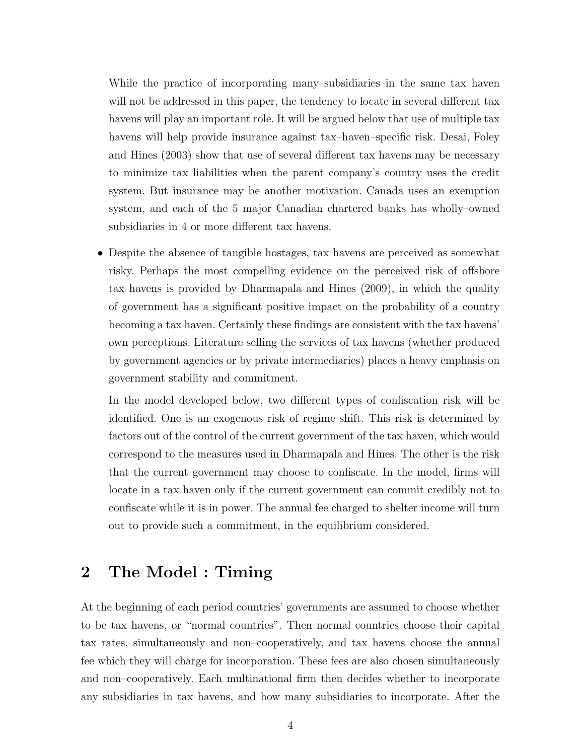While the practice of incorporating many subsidiaries in the same tax haven will not be addressed in this paper, the tendency to locate in several different tax havens will play an important role. It will be argued below that use of multiple tax havens will help provide insurance against tax–haven–specific risk. Desai, Foley and Hines (2003) show that use of several different tax havens may be necessary to minimize tax liabilities when the parent company's country uses the credit system. But insurance may be another motivation. Canada uses an exemption system, and each of the 5 major Canadian chartered banks has wholly–owned subsidiaries in 4 or more different tax havens.

- Despite the absence of tangible hostages, tax havens are perceived as somewhat risky. Perhaps the most compelling evidence on the perceived risk of offshore tax havens is provided by Dharmapala and Hines (2009), in which the quality of government has a significant positive impact on the probability of a country becoming a tax haven. Certainly these findings are consistent with the tax havens' own perceptions. Literature selling the services of tax havens (whether produced by government agencies or by private intermediaries) places a heavy emphasis on government stability and commitment.

  In the model developed below, two different types of confiscation risk will be identified. One is an exogenous risk of regime shift. This risk is determined by factors out of the control of the current government of the tax haven, which would correspond to the measures used in Dharmapala and Hines. The other is the risk that the current government may choose to confiscate. In the model, firms will locate in a tax haven only if the current government can commit credibly not to confiscate while it is in power. The annual fee charged to shelter income will turn out to provide such a commitment, in the equilibrium considered.

## 2 The Model : Timing

At the beginning of each period countries' governments are assumed to choose whether to be tax havens, or "normal countries". Then normal countries choose their capital tax rates, simultaneously and non–cooperatively, and tax havens choose the annual fee which they will charge for incorporation. These fees are also chosen simultaneously and non–cooperatively. Each multinational firm then decides whether to incorporate any subsidiaries in tax havens, and how many subsidiaries to incorporate. After the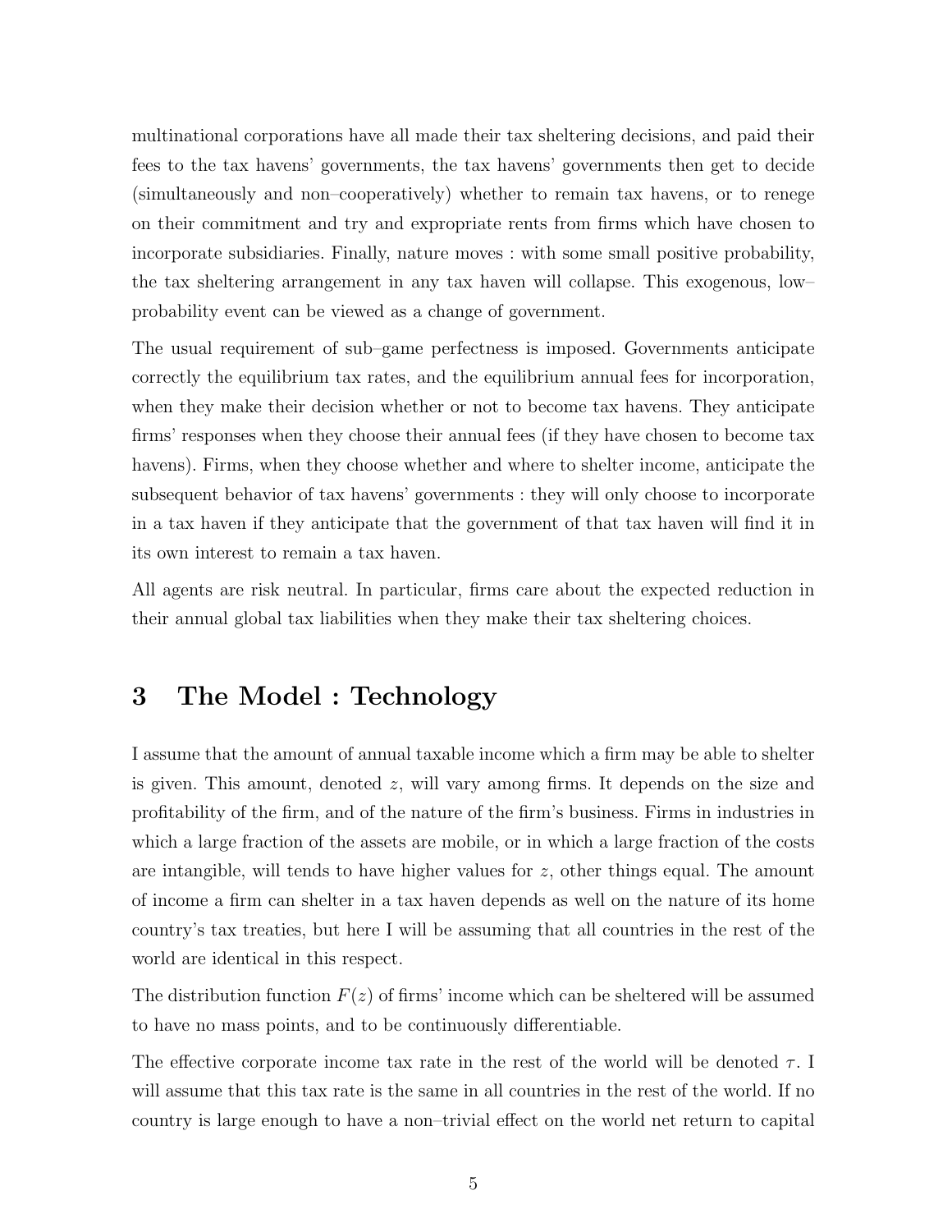multinational corporations have all made their tax sheltering decisions, and paid their fees to the tax havens' governments, the tax havens' governments then get to decide (simultaneously and non–cooperatively) whether to remain tax havens, or to renege on their commitment and try and expropriate rents from firms which have chosen to incorporate subsidiaries. Finally, nature moves : with some small positive probability, the tax sheltering arrangement in any tax haven will collapse. This exogenous, low–probability event can be viewed as a change of government.

The usual requirement of sub–game perfectness is imposed. Governments anticipate correctly the equilibrium tax rates, and the equilibrium annual fees for incorporation, when they make their decision whether or not to become tax havens. They anticipate firms' responses when they choose their annual fees (if they have chosen to become tax havens). Firms, when they choose whether and where to shelter income, anticipate the subsequent behavior of tax havens' governments : they will only choose to incorporate in a tax haven if they anticipate that the government of that tax haven will find it in its own interest to remain a tax haven.

All agents are risk neutral. In particular, firms care about the expected reduction in their annual global tax liabilities when they make their tax sheltering choices.

# 3 The Model : Technology

I assume that the amount of annual taxable income which a firm may be able to shelter is given. This amount, denoted $z$, will vary among firms. It depends on the size and profitability of the firm, and of the nature of the firm's business. Firms in industries in which a large fraction of the assets are mobile, or in which a large fraction of the costs are intangible, will tends to have higher values for $z$, other things equal. The amount of income a firm can shelter in a tax haven depends as well on the nature of its home country's tax treaties, but here I will be assuming that all countries in the rest of the world are identical in this respect.

The distribution function $F(z)$ of firms' income which can be sheltered will be assumed to have no mass points, and to be continuously differentiable.

The effective corporate income tax rate in the rest of the world will be denoted $\tau$. I will assume that this tax rate is the same in all countries in the rest of the world. If no country is large enough to have a non–trivial effect on the world net return to capital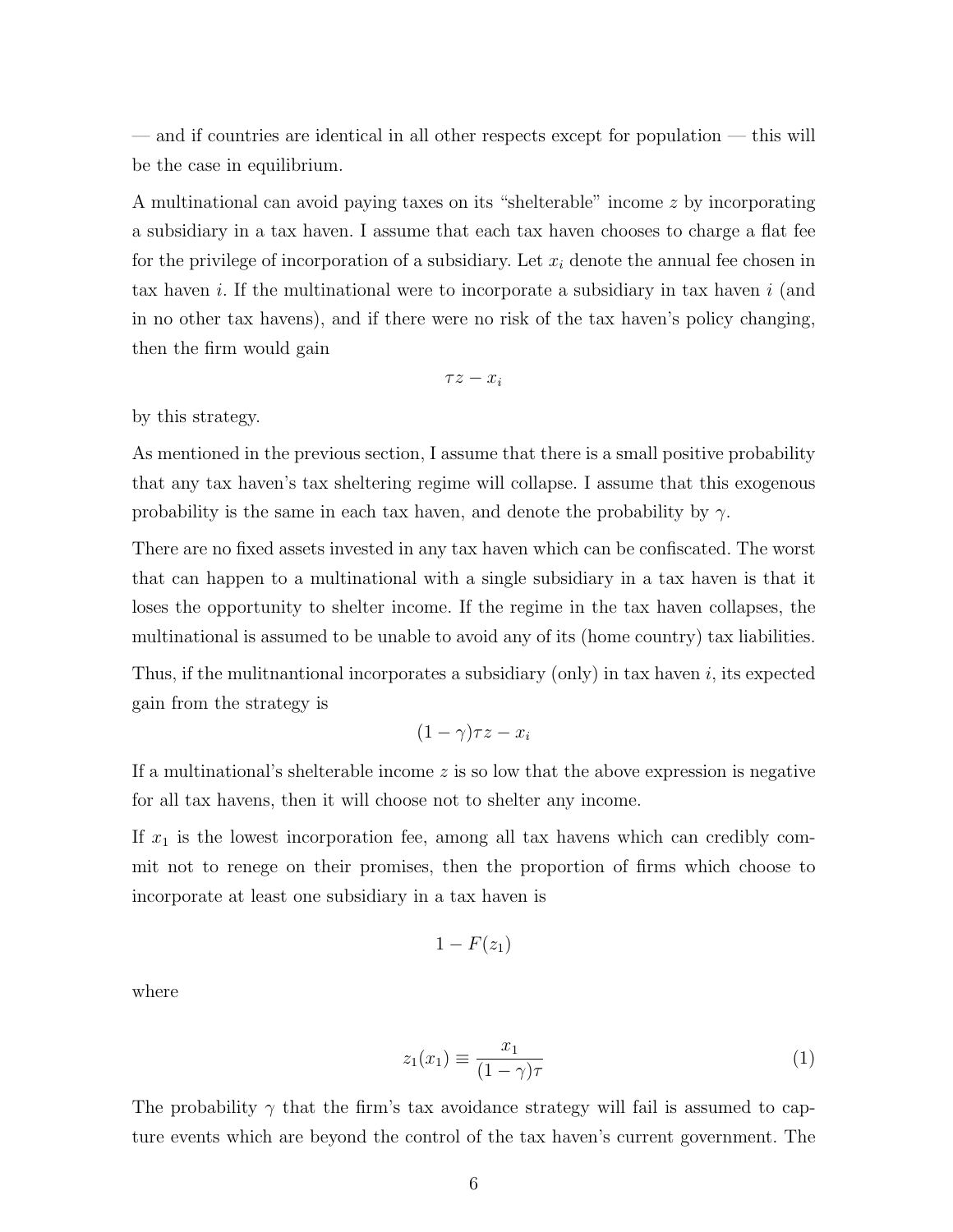— and if countries are identical in all other respects except for population — this will be the case in equilibrium.

A multinational can avoid paying taxes on its "shelterable" income $z$ by incorporating a subsidiary in a tax haven. I assume that each tax haven chooses to charge a flat fee for the privilege of incorporation of a subsidiary. Let $x_i$ denote the annual fee chosen in tax haven $i$. If the multinational were to incorporate a subsidiary in tax haven $i$ (and in no other tax havens), and if there were no risk of the tax haven's policy changing, then the firm would gain

$$\tau z - x_i$$

by this strategy.

As mentioned in the previous section, I assume that there is a small positive probability that any tax haven's tax sheltering regime will collapse. I assume that this exogenous probability is the same in each tax haven, and denote the probability by $\gamma$.

There are no fixed assets invested in any tax haven which can be confiscated. The worst that can happen to a multinational with a single subsidiary in a tax haven is that it loses the opportunity to shelter income. If the regime in the tax haven collapses, the multinational is assumed to be unable to avoid any of its (home country) tax liabilities.

Thus, if the mulitnantional incorporates a subsidiary (only) in tax haven $i$, its expected gain from the strategy is

$$(1-\gamma)\tau z - x_i$$

If a multinational's shelterable income $z$ is so low that the above expression is negative for all tax havens, then it will choose not to shelter any income.

If $x_1$ is the lowest incorporation fee, among all tax havens which can credibly commit not to renege on their promises, then the proportion of firms which choose to incorporate at least one subsidiary in a tax haven is

$$1 - F(z_1)$$

where

$$z_1(x_1) \equiv \frac{x_1}{(1-\gamma)\tau} \tag{1}$$

The probability $\gamma$ that the firm's tax avoidance strategy will fail is assumed to capture events which are beyond the control of the tax haven's current government. The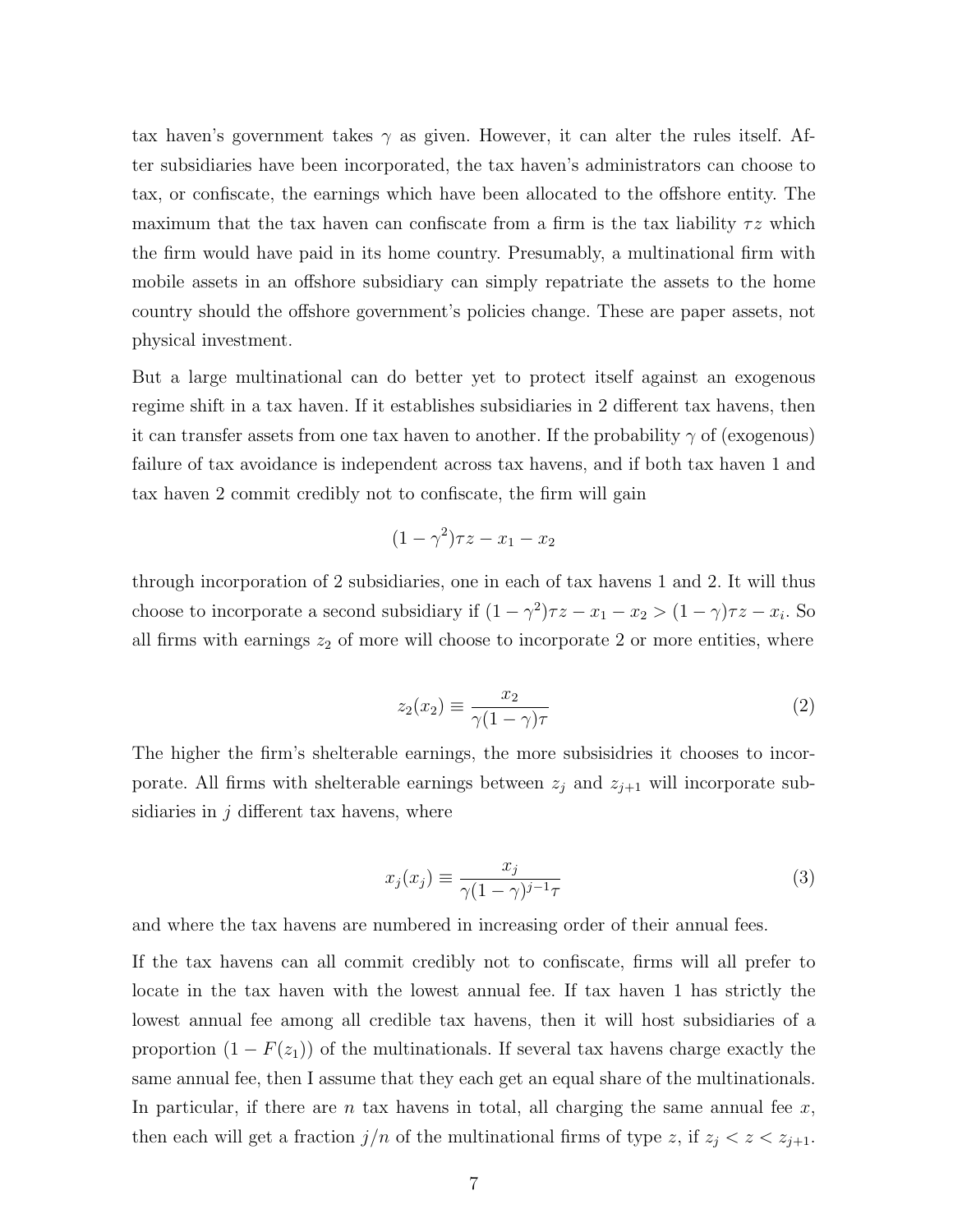tax haven's government takes $\gamma$ as given. However, it can alter the rules itself. After subsidiaries have been incorporated, the tax haven's administrators can choose to tax, or confiscate, the earnings which have been allocated to the offshore entity. The maximum that the tax haven can confiscate from a firm is the tax liability $\tau z$ which the firm would have paid in its home country. Presumably, a multinational firm with mobile assets in an offshore subsidiary can simply repatriate the assets to the home country should the offshore government's policies change. These are paper assets, not physical investment.

But a large multinational can do better yet to protect itself against an exogenous regime shift in a tax haven. If it establishes subsidiaries in 2 different tax havens, then it can transfer assets from one tax haven to another. If the probability $\gamma$ of (exogenous) failure of tax avoidance is independent across tax havens, and if both tax haven 1 and tax haven 2 commit credibly not to confiscate, the firm will gain

$$(1-\gamma^2)\tau z - x_1 - x_2$$

through incorporation of 2 subsidiaries, one in each of tax havens 1 and 2. It will thus choose to incorporate a second subsidiary if $(1-\gamma^2)\tau z - x_1 - x_2 > (1-\gamma)\tau z - x_i$. So all firms with earnings $z_2$ of more will choose to incorporate 2 or more entities, where

$$z_2(x_2) \equiv \frac{x_2}{\gamma(1-\gamma)\tau} \tag{2}$$

The higher the firm's shelterable earnings, the more subsisidries it chooses to incorporate. All firms with shelterable earnings between $z_j$ and $z_{j+1}$ will incorporate subsidiaries in $j$ different tax havens, where

$$x_j(x_j) \equiv \frac{x_j}{\gamma(1-\gamma)^{j-1}\tau} \tag{3}$$

and where the tax havens are numbered in increasing order of their annual fees.

If the tax havens can all commit credibly not to confiscate, firms will all prefer to locate in the tax haven with the lowest annual fee. If tax haven 1 has strictly the lowest annual fee among all credible tax havens, then it will host subsidiaries of a proportion $(1-F(z_1))$ of the multinationals. If several tax havens charge exactly the same annual fee, then I assume that they each get an equal share of the multinationals. In particular, if there are $n$ tax havens in total, all charging the same annual fee $x$, then each will get a fraction $j/n$ of the multinational firms of type $z$, if $z_j < z < z_{j+1}$.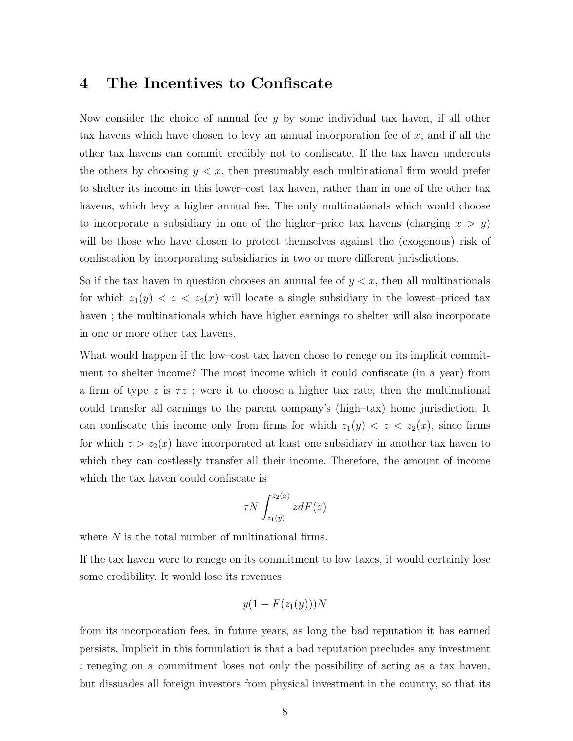## 4 The Incentives to Confiscate

Now consider the choice of annual fee $y$ by some individual tax haven, if all other tax havens which have chosen to levy an annual incorporation fee of $x$, and if all the other tax havens can commit credibly not to confiscate. If the tax haven undercuts the others by choosing $y < x$, then presumably each multinational firm would prefer to shelter its income in this lower–cost tax haven, rather than in one of the other tax havens, which levy a higher annual fee. The only multinationals which would choose to incorporate a subsidiary in one of the higher–price tax havens (charging $x > y$) will be those who have chosen to protect themselves against the (exogenous) risk of confiscation by incorporating subsidiaries in two or more different jurisdictions.

So if the tax haven in question chooses an annual fee of $y < x$, then all multinationals for which $z_1(y) < z < z_2(x)$ will locate a single subsidiary in the lowest–priced tax haven ; the multinationals which have higher earnings to shelter will also incorporate in one or more other tax havens.

What would happen if the low–cost tax haven chose to renege on its implicit commitment to shelter income? The most income which it could confiscate (in a year) from a firm of type $z$ is $\tau z$ ; were it to choose a higher tax rate, then the multinational could transfer all earnings to the parent company's (high–tax) home jurisdiction. It can confiscate this income only from firms for which $z_1(y) < z < z_2(x)$, since firms for which $z > z_2(x)$ have incorporated at least one subsidiary in another tax haven to which they can costlessly transfer all their income. Therefore, the amount of income which the tax haven could confiscate is

$$\tau N \int_{z_1(y)}^{z_2(x)} z dF(z)$$

where $N$ is the total number of multinational firms.

If the tax haven were to renege on its commitment to low taxes, it would certainly lose some credibility. It would lose its revenues

$$y(1 - F(z_1(y)))N$$

from its incorporation fees, in future years, as long the bad reputation it has earned persists. Implicit in this formulation is that a bad reputation precludes any investment : reneging on a commitment loses not only the possibility of acting as a tax haven, but dissuades all foreign investors from physical investment in the country, so that its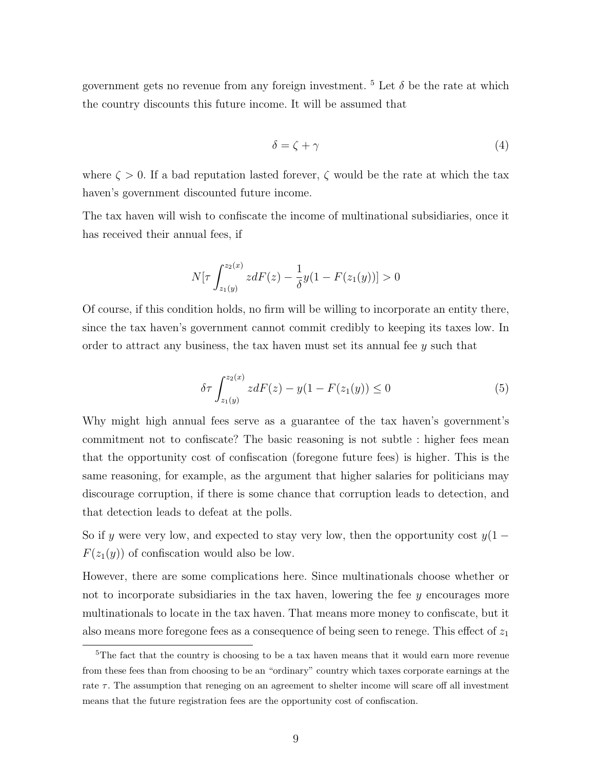government gets no revenue from any foreign investment. [5] Let $\delta$ be the rate at which the country discounts this future income. It will be assumed that

$$\delta = \zeta + \gamma \tag{4}$$

where $\zeta > 0$. If a bad reputation lasted forever, $\zeta$ would be the rate at which the tax haven's government discounted future income.

The tax haven will wish to confiscate the income of multinational subsidiaries, once it has received their annual fees, if

$$N[\tau \int_{z_1(y)}^{z_2(x)} z dF(z) - \frac{1}{\delta} y(1 - F(z_1(y))] > 0$$

Of course, if this condition holds, no firm will be willing to incorporate an entity there, since the tax haven's government cannot commit credibly to keeping its taxes low. In order to attract any business, the tax haven must set its annual fee $y$ such that

$$\delta \tau \int_{z_1(y)}^{z_2(x)} z dF(z) - y(1 - F(z_1(y)) \leq 0 \tag{5}$$

Why might high annual fees serve as a guarantee of the tax haven's government's commitment not to confiscate? The basic reasoning is not subtle : higher fees mean that the opportunity cost of confiscation (foregone future fees) is higher. This is the same reasoning, for example, as the argument that higher salaries for politicians may discourage corruption, if there is some chance that corruption leads to detection, and that detection leads to defeat at the polls.

So if $y$ were very low, and expected to stay very low, then the opportunity cost $y(1 - F(z_1(y))$ of confiscation would also be low.

However, there are some complications here. Since multinationals choose whether or not to incorporate subsidiaries in the tax haven, lowering the fee $y$ encourages more multinationals to locate in the tax haven. That means more money to confiscate, but it also means more foregone fees as a consequence of being seen to renege. This effect of $z_1$

[5] The fact that the country is choosing to be a tax haven means that it would earn more revenue from these fees than from choosing to be an "ordinary" country which taxes corporate earnings at the rate $\tau$. The assumption that reneging on an agreement to shelter income will scare off all investment means that the future registration fees are the opportunity cost of confiscation.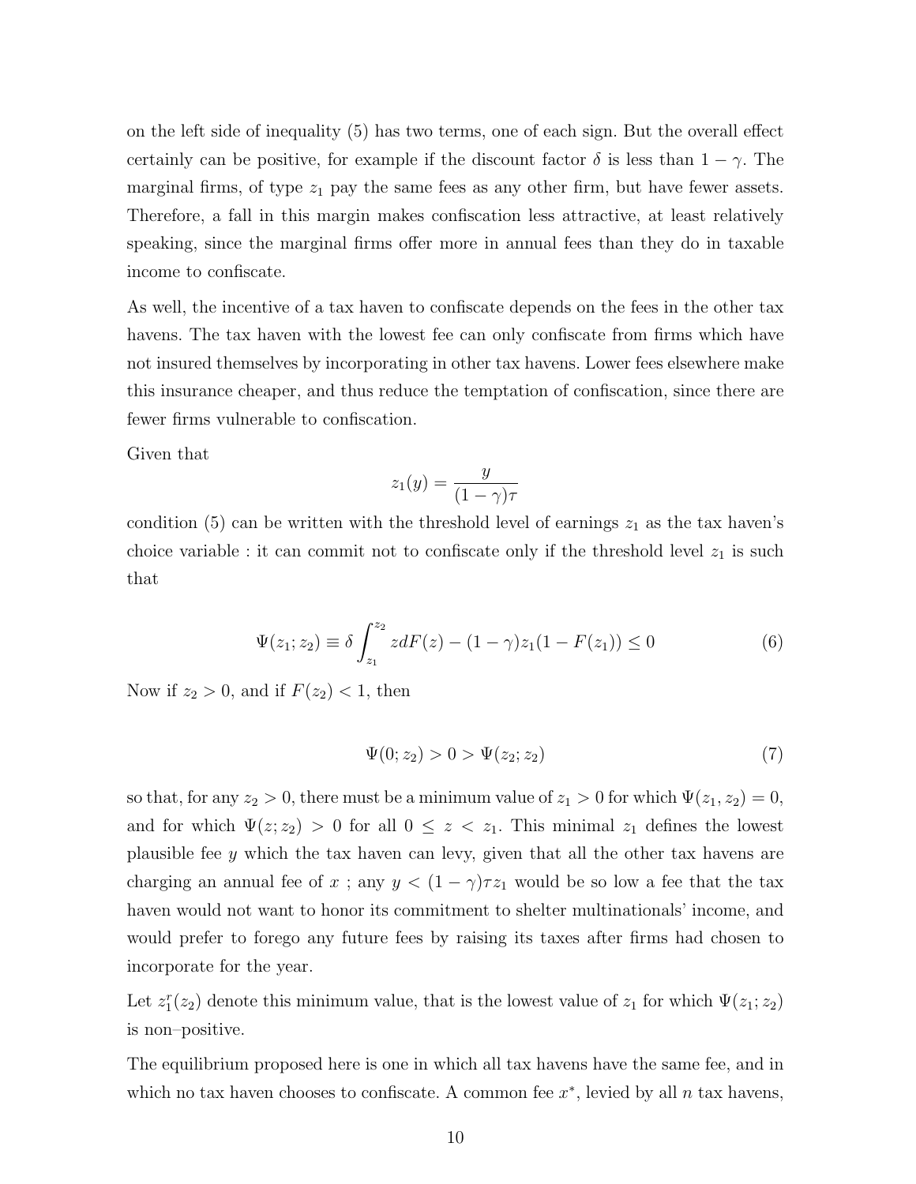on the left side of inequality (5) has two terms, one of each sign. But the overall effect certainly can be positive, for example if the discount factor $\delta$ is less than $1-\gamma$. The marginal firms, of type $z_1$ pay the same fees as any other firm, but have fewer assets. Therefore, a fall in this margin makes confiscation less attractive, at least relatively speaking, since the marginal firms offer more in annual fees than they do in taxable income to confiscate.

As well, the incentive of a tax haven to confiscate depends on the fees in the other tax havens. The tax haven with the lowest fee can only confiscate from firms which have not insured themselves by incorporating in other tax havens. Lower fees elsewhere make this insurance cheaper, and thus reduce the temptation of confiscation, since there are fewer firms vulnerable to confiscation.

Given that

$$z_1(y) = \frac{y}{(1-\gamma)\tau}$$

condition (5) can be written with the threshold level of earnings $z_1$ as the tax haven's choice variable : it can commit not to confiscate only if the threshold level $z_1$ is such that

$$\Psi(z_1; z_2) \equiv \delta \int_{z_1}^{z_2} z dF(z) - (1-\gamma) z_1 (1 - F(z_1)) \leq 0 \tag{6}$$

Now if $z_2 > 0$, and if $F(z_2) < 1$, then

$$\Psi(0; z_2) > 0 > \Psi(z_2; z_2) \tag{7}$$

so that, for any $z_2 > 0$, there must be a minimum value of $z_1 > 0$ for which $\Psi(z_1, z_2) = 0$, and for which $\Psi(z; z_2) > 0$ for all $0 \leq z < z_1$. This minimal $z_1$ defines the lowest plausible fee $y$ which the tax haven can levy, given that all the other tax havens are charging an annual fee of $x$ ; any $y < (1-\gamma)\tau z_1$ would be so low a fee that the tax haven would not want to honor its commitment to shelter multinationals' income, and would prefer to forego any future fees by raising its taxes after firms had chosen to incorporate for the year.

Let $z_1^r(z_2)$ denote this minimum value, that is the lowest value of $z_1$ for which $\Psi(z_1; z_2)$ is non–positive.

The equilibrium proposed here is one in which all tax havens have the same fee, and in which no tax haven chooses to confiscate. A common fee $x^*$, levied by all $n$ tax havens,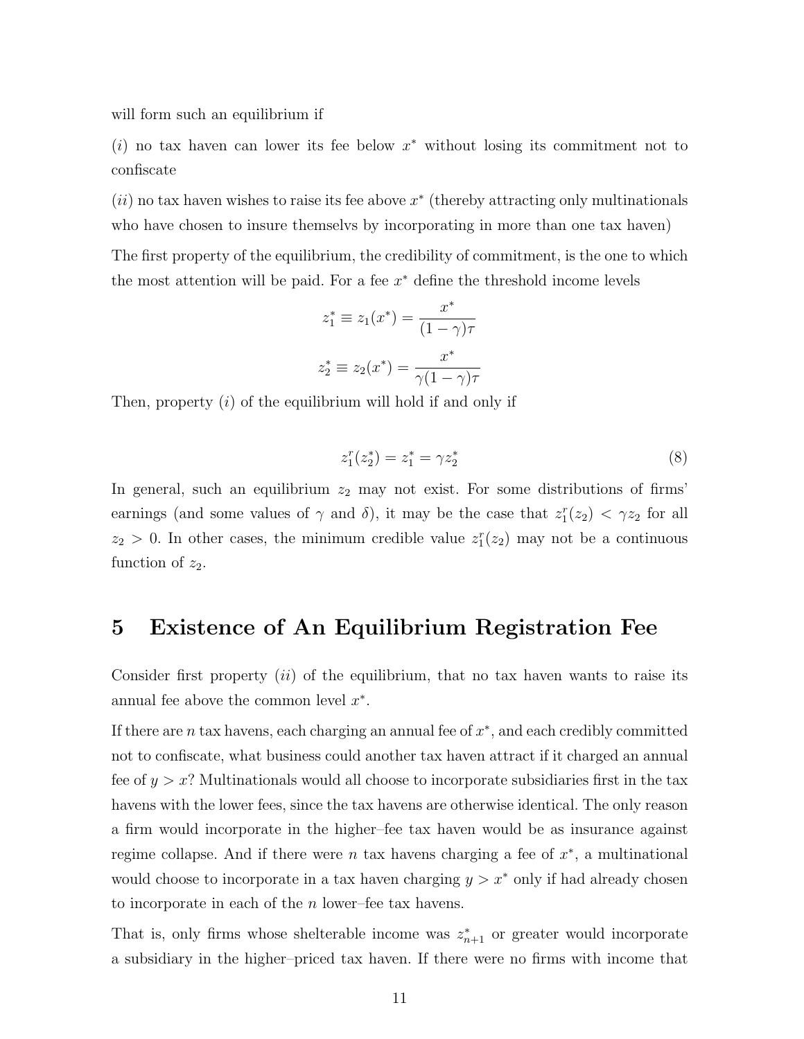will form such an equilibrium if

$(i)$ no tax haven can lower its fee below $x^*$ without losing its commitment not to confiscate

$(ii)$ no tax haven wishes to raise its fee above $x^*$ (thereby attracting only multinationals who have chosen to insure themselvs by incorporating in more than one tax haven)

The first property of the equilibrium, the credibility of commitment, is the one to which the most attention will be paid. For a fee $x^*$ define the threshold income levels

$$z_1^* \equiv z_1(x^*) = \frac{x^*}{(1-\gamma)\tau}$$

$$z_2^* \equiv z_2(x^*) = \frac{x^*}{\gamma(1-\gamma)\tau}$$

Then, property $(i)$ of the equilibrium will hold if and only if

$$z_1^r(z_2^*) = z_1^* = \gamma z_2^* \tag{8}$$

In general, such an equilibrium $z_2$ may not exist. For some distributions of firms' earnings (and some values of $\gamma$ and $\delta$), it may be the case that $z_1^r(z_2) < \gamma z_2$ for all $z_2 > 0$. In other cases, the minimum credible value $z_1^r(z_2)$ may not be a continuous function of $z_2$.

## 5 Existence of An Equilibrium Registration Fee

Consider first property $(ii)$ of the equilibrium, that no tax haven wants to raise its annual fee above the common level $x^*$.

If there are $n$ tax havens, each charging an annual fee of $x^*$, and each credibly committed not to confiscate, what business could another tax haven attract if it charged an annual fee of $y > x$? Multinationals would all choose to incorporate subsidiaries first in the tax havens with the lower fees, since the tax havens are otherwise identical. The only reason a firm would incorporate in the higher–fee tax haven would be as insurance against regime collapse. And if there were $n$ tax havens charging a fee of $x^*$, a multinational would choose to incorporate in a tax haven charging $y > x^*$ only if had already chosen to incorporate in each of the $n$ lower–fee tax havens.

That is, only firms whose shelterable income was $z_{n+1}^*$ or greater would incorporate a subsidiary in the higher–priced tax haven. If there were no firms with income that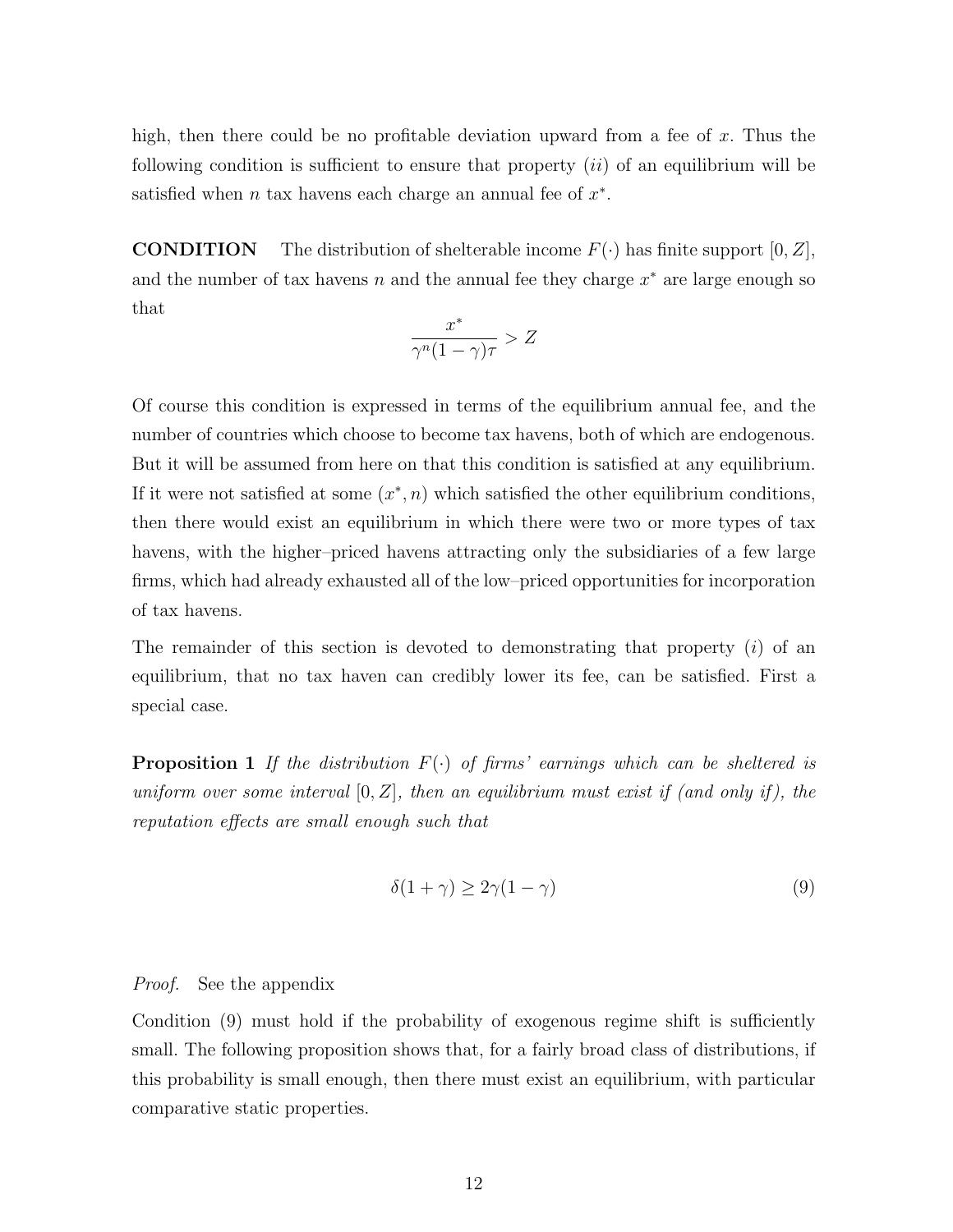high, then there could be no profitable deviation upward from a fee of $x$. Thus the following condition is sufficient to ensure that property $(ii)$ of an equilibrium will be satisfied when $n$ tax havens each charge an annual fee of $x^*$.

**CONDITION** The distribution of shelterable income $F(\cdot)$ has finite support $[0, Z]$, and the number of tax havens $n$ and the annual fee they charge $x^*$ are large enough so that

$$\frac{x^*}{\gamma^n(1-\gamma)\tau} > Z$$

Of course this condition is expressed in terms of the equilibrium annual fee, and the number of countries which choose to become tax havens, both of which are endogenous. But it will be assumed from here on that this condition is satisfied at any equilibrium. If it were not satisfied at some $(x^*, n)$ which satisfied the other equilibrium conditions, then there would exist an equilibrium in which there were two or more types of tax havens, with the higher–priced havens attracting only the subsidiaries of a few large firms, which had already exhausted all of the low–priced opportunities for incorporation of tax havens.

The remainder of this section is devoted to demonstrating that property $(i)$ of an equilibrium, that no tax haven can credibly lower its fee, can be satisfied. First a special case.

**Proposition 1** *If the distribution $F(\cdot)$ of firms' earnings which can be sheltered is uniform over some interval $[0, Z]$, then an equilibrium must exist if (and only if), the reputation effects are small enough such that*

$$\delta(1+\gamma) \geq 2\gamma(1-\gamma) \tag{9}$$

*Proof.* See the appendix

Condition (9) must hold if the probability of exogenous regime shift is sufficiently small. The following proposition shows that, for a fairly broad class of distributions, if this probability is small enough, then there must exist an equilibrium, with particular comparative static properties.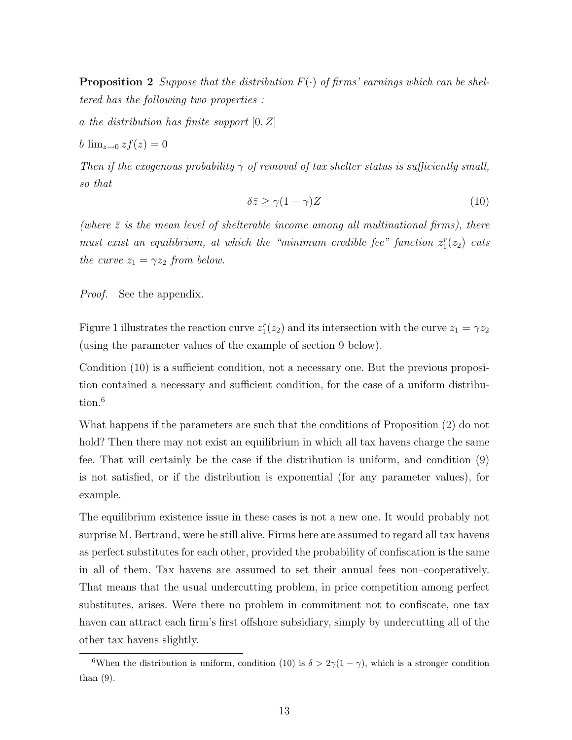**Proposition 2** *Suppose that the distribution $F(\cdot)$ of firms' earnings which can be sheltered has the following two properties :*

*a the distribution has finite support $[0, Z]$*

*b $\lim_{z \to 0} z f(z) = 0$*

*Then if the exogenous probability $\gamma$ of removal of tax shelter status is sufficiently small, so that*

$$\delta \bar{z} \geq \gamma(1-\gamma) Z \tag{10}$$

*(where $\bar{z}$ is the mean level of shelterable income among all multinational firms), there must exist an equilibrium, at which the "minimum credible fee" function $z_1^r(z_2)$ cuts the curve $z_1 = \gamma z_2$ from below.*

*Proof.* See the appendix.

Figure 1 illustrates the reaction curve $z_1^r(z_2)$ and its intersection with the curve $z_1 = \gamma z_2$ (using the parameter values of the example of section 9 below).

Condition (10) is a sufficient condition, not a necessary one. But the previous proposition contained a necessary and sufficient condition, for the case of a uniform distribution.[6]

What happens if the parameters are such that the conditions of Proposition (2) do not hold? Then there may not exist an equilibrium in which all tax havens charge the same fee. That will certainly be the case if the distribution is uniform, and condition (9) is not satisfied, or if the distribution is exponential (for any parameter values), for example.

The equilibrium existence issue in these cases is not a new one. It would probably not surprise M. Bertrand, were he still alive. Firms here are assumed to regard all tax havens as perfect substitutes for each other, provided the probability of confiscation is the same in all of them. Tax havens are assumed to set their annual fees non–cooperatively. That means that the usual undercutting problem, in price competition among perfect substitutes, arises. Were there no problem in commitment not to confiscate, one tax haven can attract each firm's first offshore subsidiary, simply by undercutting all of the other tax havens slightly.

[6]When the distribution is uniform, condition (10) is $\delta > 2\gamma(1-\gamma)$, which is a stronger condition than (9).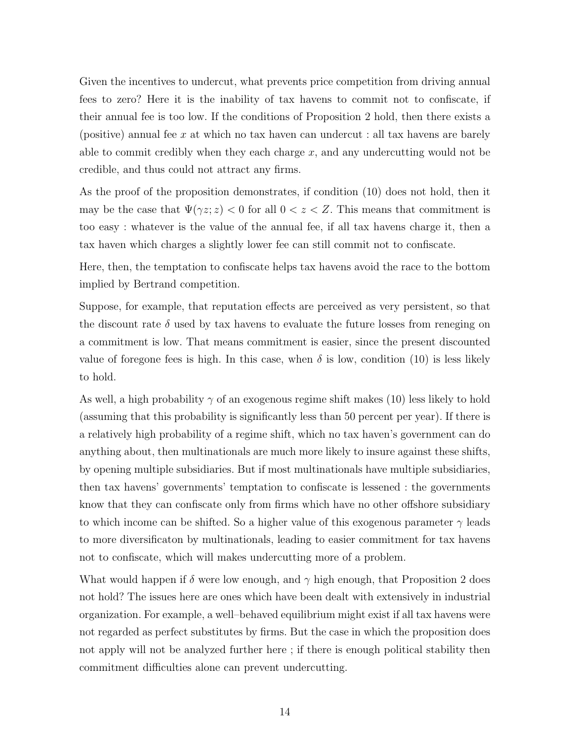Given the incentives to undercut, what prevents price competition from driving annual fees to zero? Here it is the inability of tax havens to commit not to confiscate, if their annual fee is too low. If the conditions of Proposition 2 hold, then there exists a (positive) annual fee $x$ at which no tax haven can undercut : all tax havens are barely able to commit credibly when they each charge $x$, and any undercutting would not be credible, and thus could not attract any firms.

As the proof of the proposition demonstrates, if condition (10) does not hold, then it may be the case that $\Psi(\gamma z; z) < 0$ for all $0 < z < Z$. This means that commitment is too easy : whatever is the value of the annual fee, if all tax havens charge it, then a tax haven which charges a slightly lower fee can still commit not to confiscate.

Here, then, the temptation to confiscate helps tax havens avoid the race to the bottom implied by Bertrand competition.

Suppose, for example, that reputation effects are perceived as very persistent, so that the discount rate $\delta$ used by tax havens to evaluate the future losses from reneging on a commitment is low. That means commitment is easier, since the present discounted value of foregone fees is high. In this case, when $\delta$ is low, condition (10) is less likely to hold.

As well, a high probability $\gamma$ of an exogenous regime shift makes (10) less likely to hold (assuming that this probability is significantly less than 50 percent per year). If there is a relatively high probability of a regime shift, which no tax haven's government can do anything about, then multinationals are much more likely to insure against these shifts, by opening multiple subsidiaries. But if most multinationals have multiple subsidiaries, then tax havens' governments' temptation to confiscate is lessened : the governments know that they can confiscate only from firms which have no other offshore subsidiary to which income can be shifted. So a higher value of this exogenous parameter $\gamma$ leads to more diversificaton by multinationals, leading to easier commitment for tax havens not to confiscate, which will makes undercutting more of a problem.

What would happen if $\delta$ were low enough, and $\gamma$ high enough, that Proposition 2 does not hold? The issues here are ones which have been dealt with extensively in industrial organization. For example, a well–behaved equilibrium might exist if all tax havens were not regarded as perfect substitutes by firms. But the case in which the proposition does not apply will not be analyzed further here ; if there is enough political stability then commitment difficulties alone can prevent undercutting.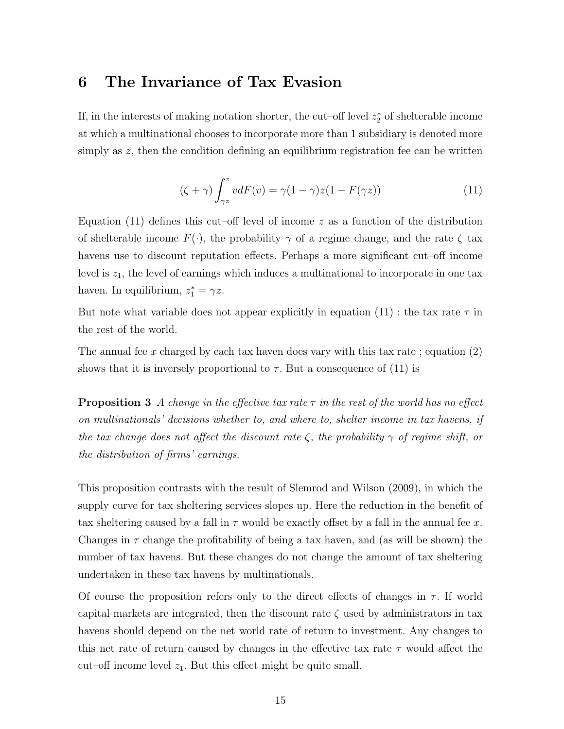# 6 The Invariance of Tax Evasion

If, in the interests of making notation shorter, the cut–off level $z_2^*$ of shelterable income at which a multinational chooses to incorporate more than 1 subsidiary is denoted more simply as $z$, then the condition defining an equilibrium registration fee can be written

$$(\zeta + \gamma) \int_{\gamma z}^{z} v dF(v) = \gamma(1 - \gamma) z (1 - F(\gamma z)) \tag{11}$$

Equation (11) defines this cut–off level of income $z$ as a function of the distribution of shelterable income $F(\cdot)$, the probability $\gamma$ of a regime change, and the rate $\zeta$ tax havens use to discount reputation effects. Perhaps a more significant cut–off income level is $z_1$, the level of earnings which induces a multinational to incorporate in one tax haven. In equilibrium, $z_1^* = \gamma z$.

But note what variable does not appear explicitly in equation (11) : the tax rate $\tau$ in the rest of the world.

The annual fee $x$ charged by each tax haven does vary with this tax rate ; equation (2) shows that it is inversely proportional to $\tau$. But a consequence of (11) is

**Proposition 3** *A change in the effective tax rate $\tau$ in the rest of the world has no effect on multinationals' decisions whether to, and where to, shelter income in tax havens, if the tax change does not affect the discount rate $\zeta$, the probability $\gamma$ of regime shift, or the distribution of firms' earnings.*

This proposition contrasts with the result of Slemrod and Wilson (2009), in which the supply curve for tax sheltering services slopes up. Here the reduction in the benefit of tax sheltering caused by a fall in $\tau$ would be exactly offset by a fall in the annual fee $x$. Changes in $\tau$ change the profitability of being a tax haven, and (as will be shown) the number of tax havens. But these changes do not change the amount of tax sheltering undertaken in these tax havens by multinationals.

Of course the proposition refers only to the direct effects of changes in $\tau$. If world capital markets are integrated, then the discount rate $\zeta$ used by administrators in tax havens should depend on the net world rate of return to investment. Any changes to this net rate of return caused by changes in the effective tax rate $\tau$ would affect the cut–off income level $z_1$. But this effect might be quite small.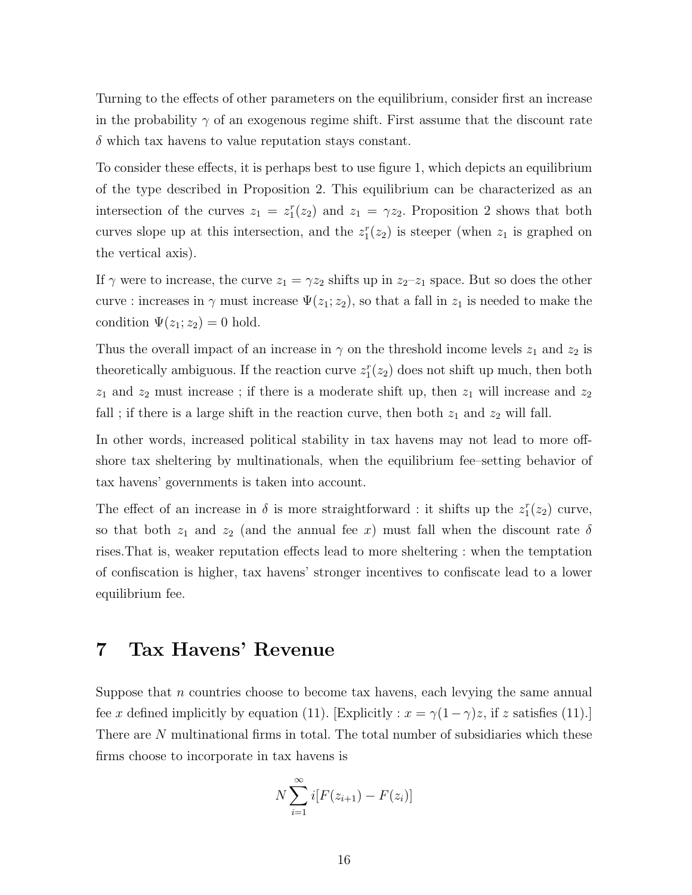Turning to the effects of other parameters on the equilibrium, consider first an increase in the probability $\gamma$ of an exogenous regime shift. First assume that the discount rate $\delta$ which tax havens to value reputation stays constant.

To consider these effects, it is perhaps best to use figure 1, which depicts an equilibrium of the type described in Proposition 2. This equilibrium can be characterized as an intersection of the curves $z_1 = z_1^r(z_2)$ and $z_1 = \gamma z_2$. Proposition 2 shows that both curves slope up at this intersection, and the $z_1^r(z_2)$ is steeper (when $z_1$ is graphed on the vertical axis).

If $\gamma$ were to increase, the curve $z_1 = \gamma z_2$ shifts up in $z_2$–$z_1$ space. But so does the other curve : increases in $\gamma$ must increase $\Psi(z_1; z_2)$, so that a fall in $z_1$ is needed to make the condition $\Psi(z_1; z_2) = 0$ hold.

Thus the overall impact of an increase in $\gamma$ on the threshold income levels $z_1$ and $z_2$ is theoretically ambiguous. If the reaction curve $z_1^r(z_2)$ does not shift up much, then both $z_1$ and $z_2$ must increase ; if there is a moderate shift up, then $z_1$ will increase and $z_2$ fall ; if there is a large shift in the reaction curve, then both $z_1$ and $z_2$ will fall.

In other words, increased political stability in tax havens may not lead to more offshore tax sheltering by multinationals, when the equilibrium fee–setting behavior of tax havens' governments is taken into account.

The effect of an increase in $\delta$ is more straightforward : it shifts up the $z_1^r(z_2)$ curve, so that both $z_1$ and $z_2$ (and the annual fee $x$) must fall when the discount rate $\delta$ rises.That is, weaker reputation effects lead to more sheltering : when the temptation of confiscation is higher, tax havens' stronger incentives to confiscate lead to a lower equilibrium fee.

# 7 Tax Havens' Revenue

Suppose that $n$ countries choose to become tax havens, each levying the same annual fee $x$ defined implicitly by equation (11). [Explicitly : $x = \gamma(1-\gamma)z$, if $z$ satisfies (11).] There are $N$ multinational firms in total. The total number of subsidiaries which these firms choose to incorporate in tax havens is

$$N \sum_{i=1}^{\infty} i[F(z_{i+1}) - F(z_i)]$$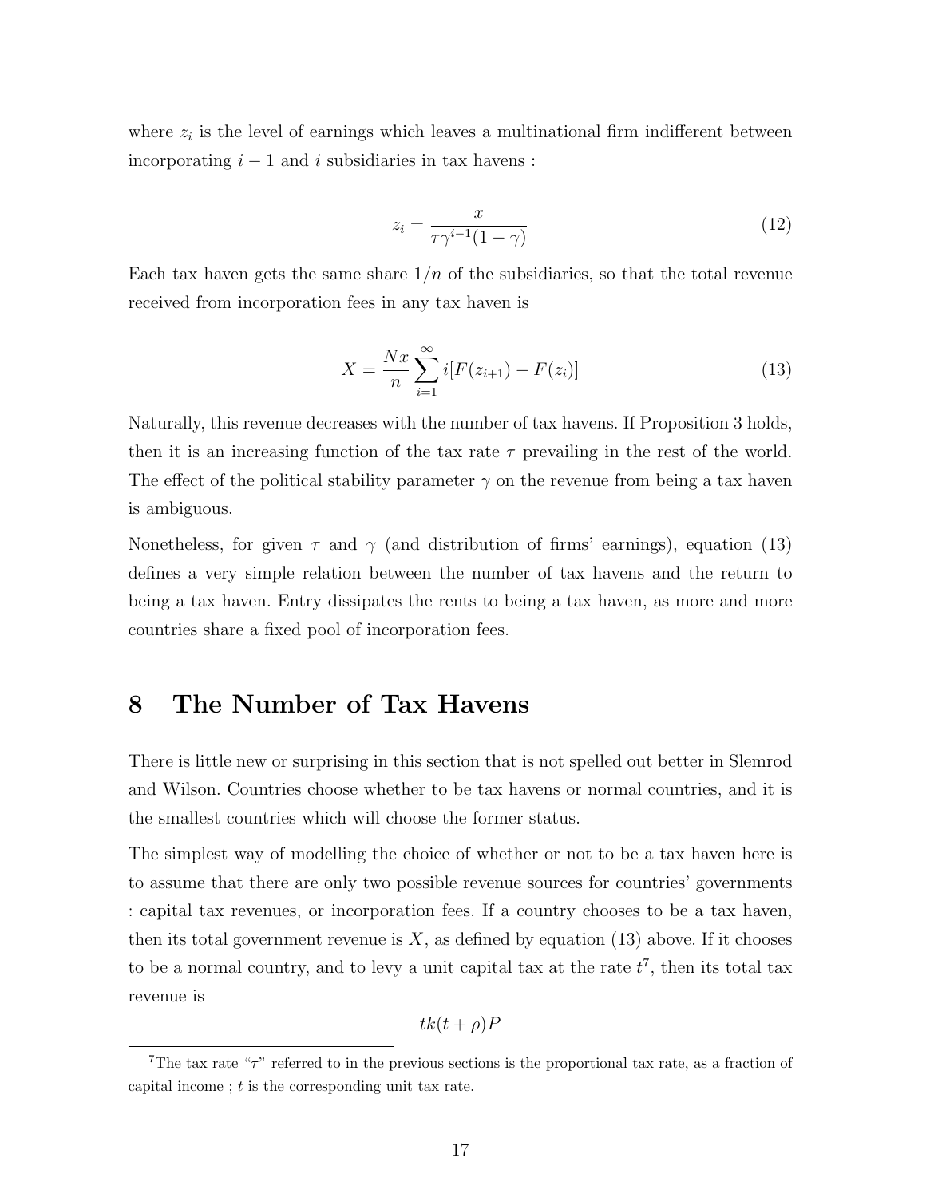where $z_i$ is the level of earnings which leaves a multinational firm indifferent between incorporating $i-1$ and $i$ subsidiaries in tax havens :

$$z_i = \frac{x}{\tau \gamma^{i-1}(1-\gamma)} \tag{12}$$

Each tax haven gets the same share $1/n$ of the subsidiaries, so that the total revenue received from incorporation fees in any tax haven is

$$X = \frac{Nx}{n} \sum_{i=1}^{\infty} i[F(z_{i+1}) - F(z_i)] \tag{13}$$

Naturally, this revenue decreases with the number of tax havens. If Proposition 3 holds, then it is an increasing function of the tax rate $\tau$ prevailing in the rest of the world. The effect of the political stability parameter $\gamma$ on the revenue from being a tax haven is ambiguous.

Nonetheless, for given $\tau$ and $\gamma$ (and distribution of firms' earnings), equation (13) defines a very simple relation between the number of tax havens and the return to being a tax haven. Entry dissipates the rents to being a tax haven, as more and more countries share a fixed pool of incorporation fees.

# 8 The Number of Tax Havens

There is little new or surprising in this section that is not spelled out better in Slemrod and Wilson. Countries choose whether to be tax havens or normal countries, and it is the smallest countries which will choose the former status.

The simplest way of modelling the choice of whether or not to be a tax haven here is to assume that there are only two possible revenue sources for countries' governments : capital tax revenues, or incorporation fees. If a country chooses to be a tax haven, then its total government revenue is $X$, as defined by equation (13) above. If it chooses to be a normal country, and to levy a unit capital tax at the rate $t$[7], then its total tax revenue is

$$tk(t+\rho)P$$

[7] The tax rate "$\tau$" referred to in the previous sections is the proportional tax rate, as a fraction of capital income ; $t$ is the corresponding unit tax rate.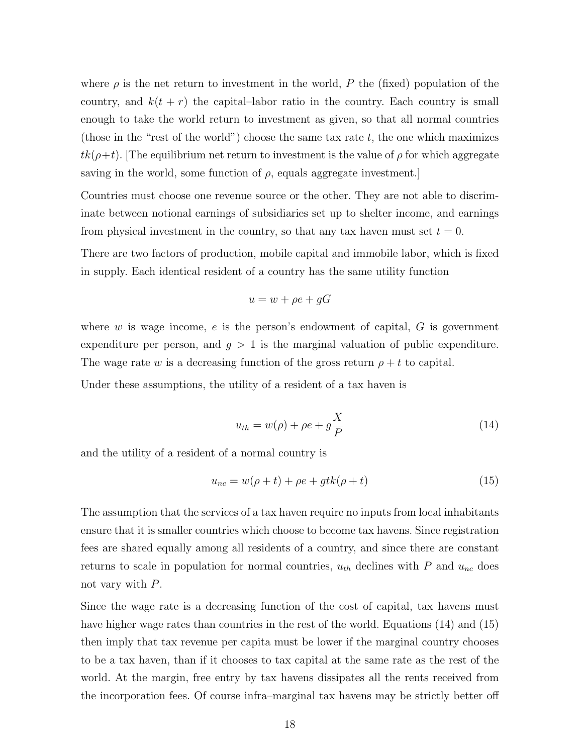where $\rho$ is the net return to investment in the world, $P$ the (fixed) population of the country, and $k(t+r)$ the capital–labor ratio in the country. Each country is small enough to take the world return to investment as given, so that all normal countries (those in the "rest of the world") choose the same tax rate $t$, the one which maximizes $tk(\rho+t)$. [The equilibrium net return to investment is the value of $\rho$ for which aggregate saving in the world, some function of $\rho$, equals aggregate investment.]

Countries must choose one revenue source or the other. They are not able to discriminate between notional earnings of subsidiaries set up to shelter income, and earnings from physical investment in the country, so that any tax haven must set $t = 0$.

There are two factors of production, mobile capital and immobile labor, which is fixed in supply. Each identical resident of a country has the same utility function

$$u = w + \rho e + gG$$

where $w$ is wage income, $e$ is the person's endowment of capital, $G$ is government expenditure per person, and $g > 1$ is the marginal valuation of public expenditure. The wage rate $w$ is a decreasing function of the gross return $\rho + t$ to capital.

Under these assumptions, the utility of a resident of a tax haven is

$$u_{th} = w(\rho) + \rho e + g\frac{X}{P} \tag{14}$$

and the utility of a resident of a normal country is

$$u_{nc} = w(\rho + t) + \rho e + gtk(\rho + t) \tag{15}$$

The assumption that the services of a tax haven require no inputs from local inhabitants ensure that it is smaller countries which choose to become tax havens. Since registration fees are shared equally among all residents of a country, and since there are constant returns to scale in population for normal countries, $u_{th}$ declines with $P$ and $u_{nc}$ does not vary with $P$.

Since the wage rate is a decreasing function of the cost of capital, tax havens must have higher wage rates than countries in the rest of the world. Equations (14) and (15) then imply that tax revenue per capita must be lower if the marginal country chooses to be a tax haven, than if it chooses to tax capital at the same rate as the rest of the world. At the margin, free entry by tax havens dissipates all the rents received from the incorporation fees. Of course infra–marginal tax havens may be strictly better off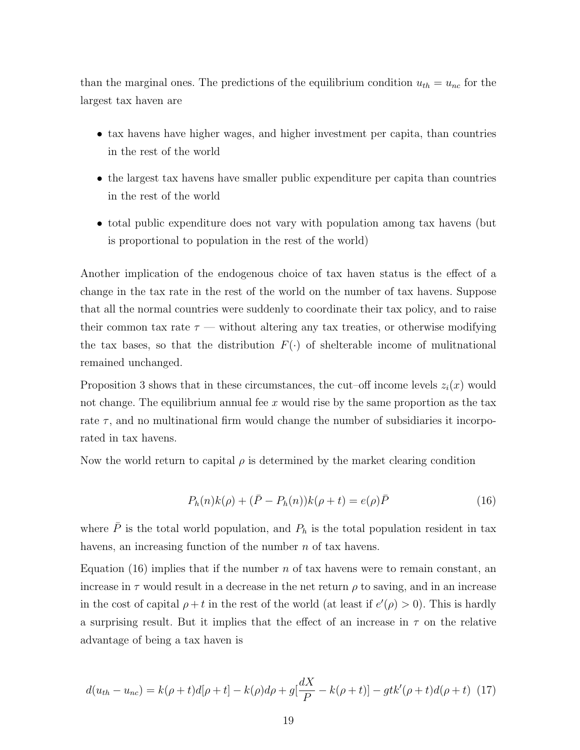than the marginal ones. The predictions of the equilibrium condition $u_{th} = u_{nc}$ for the largest tax haven are

- tax havens have higher wages, and higher investment per capita, than countries in the rest of the world
- the largest tax havens have smaller public expenditure per capita than countries in the rest of the world
- total public expenditure does not vary with population among tax havens (but is proportional to population in the rest of the world)

Another implication of the endogenous choice of tax haven status is the effect of a change in the tax rate in the rest of the world on the number of tax havens. Suppose that all the normal countries were suddenly to coordinate their tax policy, and to raise their common tax rate $\tau$ — without altering any tax treaties, or otherwise modifying the tax bases, so that the distribution $F(\cdot)$ of shelterable income of mulitnational remained unchanged.

Proposition 3 shows that in these circumstances, the cut–off income levels $z_i(x)$ would not change. The equilibrium annual fee $x$ would rise by the same proportion as the tax rate $\tau$, and no multinational firm would change the number of subsidiaries it incorporated in tax havens.

Now the world return to capital $\rho$ is determined by the market clearing condition

$$P_h(n)k(\rho) + (\bar{P} - P_h(n))k(\rho + t) = e(\rho)\bar{P} \tag{16}$$

where $\bar{P}$ is the total world population, and $P_h$ is the total population resident in tax havens, an increasing function of the number $n$ of tax havens.

Equation (16) implies that if the number $n$ of tax havens were to remain constant, an increase in $\tau$ would result in a decrease in the net return $\rho$ to saving, and in an increase in the cost of capital $\rho + t$ in the rest of the world (at least if $e'(\rho) > 0$). This is hardly a surprising result. But it implies that the effect of an increase in $\tau$ on the relative advantage of being a tax haven is

$$d(u_{th} - u_{nc}) = k(\rho + t)d[\rho + t] - k(\rho)d\rho + g[\frac{dX}{P} - k(\rho + t)] - gtk'(\rho + t)d(\rho + t) \tag{17}$$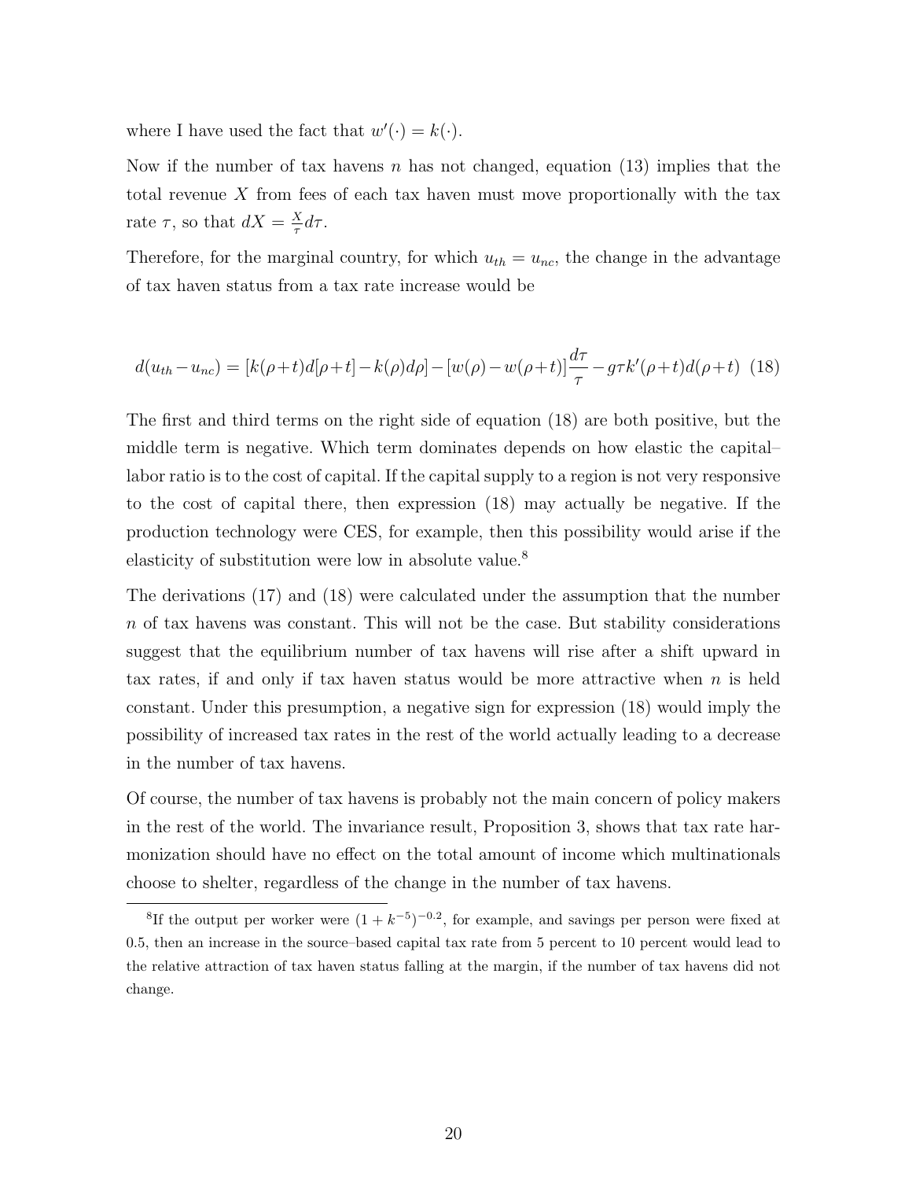where I have used the fact that $w'(\cdot) = k(\cdot)$.

Now if the number of tax havens $n$ has not changed, equation (13) implies that the total revenue $X$ from fees of each tax haven must move proportionally with the tax rate $\tau$, so that $dX = \frac{X}{\tau} d\tau$.

Therefore, for the marginal country, for which $u_{th} = u_{nc}$, the change in the advantage of tax haven status from a tax rate increase would be

$$d(u_{th} - u_{nc}) = [k(\rho+t)d[\rho+t] - k(\rho)d\rho] - [w(\rho) - w(\rho+t)]\frac{d\tau}{\tau} - g\tau k'(\rho+t)d(\rho+t) \quad (18)$$

The first and third terms on the right side of equation (18) are both positive, but the middle term is negative. Which term dominates depends on how elastic the capital–labor ratio is to the cost of capital. If the capital supply to a region is not very responsive to the cost of capital there, then expression (18) may actually be negative. If the production technology were CES, for example, then this possibility would arise if the elasticity of substitution were low in absolute value.[8]

The derivations (17) and (18) were calculated under the assumption that the number $n$ of tax havens was constant. This will not be the case. But stability considerations suggest that the equilibrium number of tax havens will rise after a shift upward in tax rates, if and only if tax haven status would be more attractive when $n$ is held constant. Under this presumption, a negative sign for expression (18) would imply the possibility of increased tax rates in the rest of the world actually leading to a decrease in the number of tax havens.

Of course, the number of tax havens is probably not the main concern of policy makers in the rest of the world. The invariance result, Proposition 3, shows that tax rate harmonization should have no effect on the total amount of income which multinationals choose to shelter, regardless of the change in the number of tax havens.

---

[8] If the output per worker were $(1 + k^{-5})^{-0.2}$, for example, and savings per person were fixed at 0.5, then an increase in the source–based capital tax rate from 5 percent to 10 percent would lead to the relative attraction of tax haven status falling at the margin, if the number of tax havens did not change.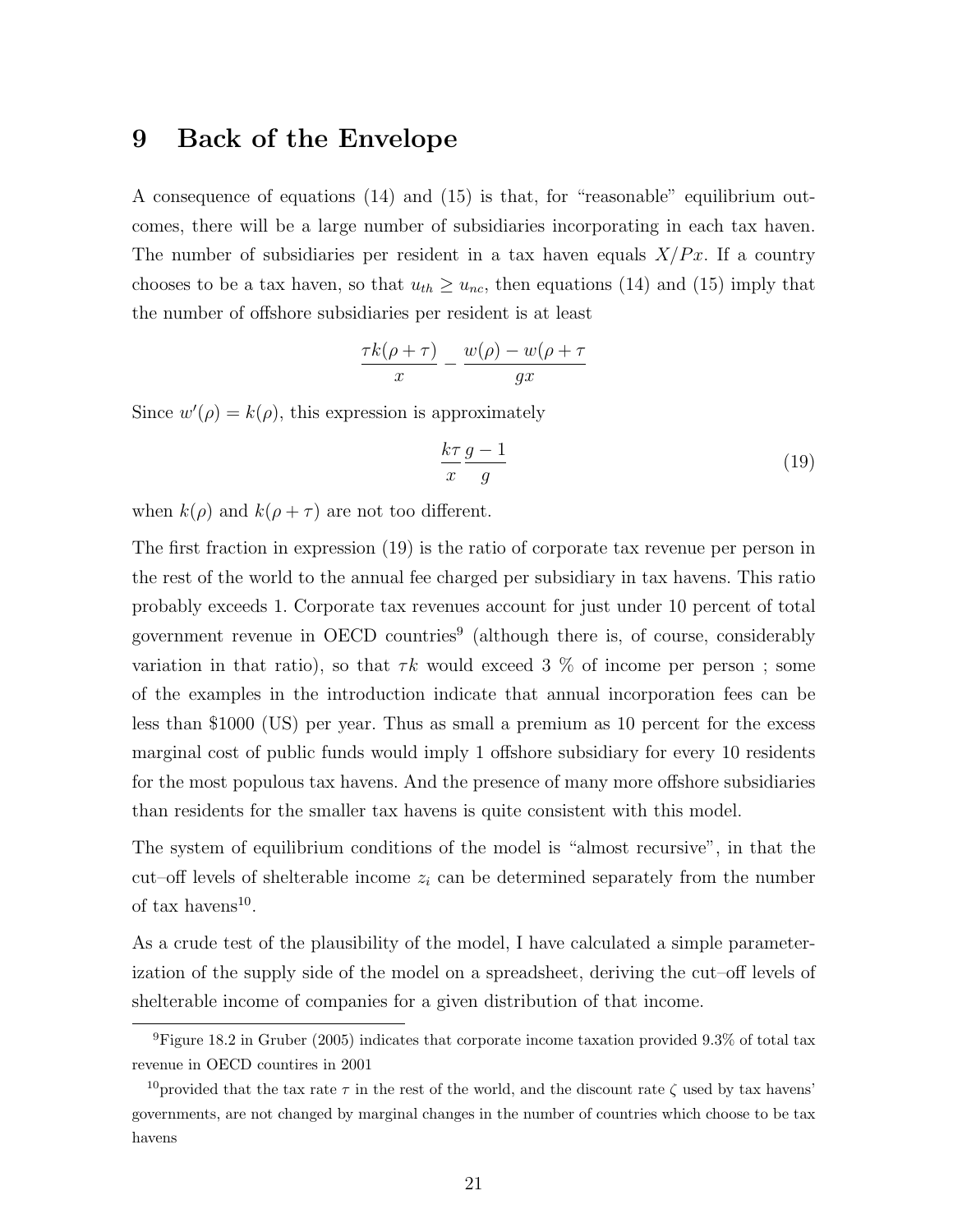## 9 Back of the Envelope

A consequence of equations (14) and (15) is that, for "reasonable" equilibrium outcomes, there will be a large number of subsidiaries incorporating in each tax haven. The number of subsidiaries per resident in a tax haven equals $X/Px$. If a country chooses to be a tax haven, so that $u_{th} \geq u_{nc}$, then equations (14) and (15) imply that the number of offshore subsidiaries per resident is at least

$$\frac{\tau k(\rho + \tau)}{x} - \frac{w(\rho) - w(\rho + \tau}{gx}$$

Since $w'(\rho) = k(\rho)$, this expression is approximately

$$\frac{k\tau}{x}\frac{g-1}{g} \tag{19}$$

when $k(\rho)$ and $k(\rho + \tau)$ are not too different.

The first fraction in expression (19) is the ratio of corporate tax revenue per person in the rest of the world to the annual fee charged per subsidiary in tax havens. This ratio probably exceeds 1. Corporate tax revenues account for just under 10 percent of total government revenue in OECD countries[9] (although there is, of course, considerably variation in that ratio), so that $\tau k$ would exceed 3 % of income per person ; some of the examples in the introduction indicate that annual incorporation fees can be less than \$1000 (US) per year. Thus as small a premium as 10 percent for the excess marginal cost of public funds would imply 1 offshore subsidiary for every 10 residents for the most populous tax havens. And the presence of many more offshore subsidiaries than residents for the smaller tax havens is quite consistent with this model.

The system of equilibrium conditions of the model is "almost recursive", in that the cut–off levels of shelterable income $z_i$ can be determined separately from the number of tax havens[10].

As a crude test of the plausibility of the model, I have calculated a simple parameterization of the supply side of the model on a spreadsheet, deriving the cut–off levels of shelterable income of companies for a given distribution of that income.

[9] Figure 18.2 in Gruber (2005) indicates that corporate income taxation provided 9.3% of total tax revenue in OECD countires in 2001

[10] provided that the tax rate $\tau$ in the rest of the world, and the discount rate $\zeta$ used by tax havens' governments, are not changed by marginal changes in the number of countries which choose to be tax havens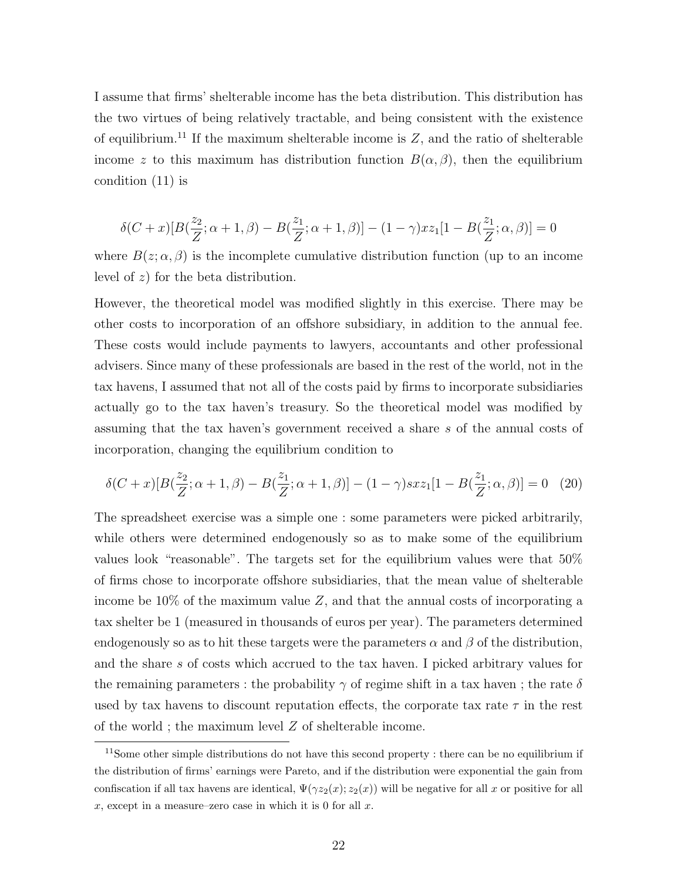I assume that firms' shelterable income has the beta distribution. This distribution has the two virtues of being relatively tractable, and being consistent with the existence of equilibrium.[11] If the maximum shelterable income is $Z$, and the ratio of shelterable income $z$ to this maximum has distribution function $B(\alpha, \beta)$, then the equilibrium condition (11) is

$$\delta(C+x)[B(\frac{z_2}{Z};\alpha+1,\beta) - B(\frac{z_1}{Z};\alpha+1,\beta)] - (1-\gamma)xz_1[1-B(\frac{z_1}{Z};\alpha,\beta)] = 0$$

where $B(z;\alpha,\beta)$ is the incomplete cumulative distribution function (up to an income level of $z$) for the beta distribution.

However, the theoretical model was modified slightly in this exercise. There may be other costs to incorporation of an offshore subsidiary, in addition to the annual fee. These costs would include payments to lawyers, accountants and other professional advisers. Since many of these professionals are based in the rest of the world, not in the tax havens, I assumed that not all of the costs paid by firms to incorporate subsidiaries actually go to the tax haven's treasury. So the theoretical model was modified by assuming that the tax haven's government received a share $s$ of the annual costs of incorporation, changing the equilibrium condition to

$$\delta(C+x)[B(\frac{z_2}{Z};\alpha+1,\beta) - B(\frac{z_1}{Z};\alpha+1,\beta)] - (1-\gamma)sxz_1[1-B(\frac{z_1}{Z};\alpha,\beta)] = 0 \quad (20)$$

The spreadsheet exercise was a simple one : some parameters were picked arbitrarily, while others were determined endogenously so as to make some of the equilibrium values look "reasonable". The targets set for the equilibrium values were that 50% of firms chose to incorporate offshore subsidiaries, that the mean value of shelterable income be 10% of the maximum value $Z$, and that the annual costs of incorporating a tax shelter be 1 (measured in thousands of euros per year). The parameters determined endogenously so as to hit these targets were the parameters $\alpha$ and $\beta$ of the distribution, and the share $s$ of costs which accrued to the tax haven. I picked arbitrary values for the remaining parameters : the probability $\gamma$ of regime shift in a tax haven ; the rate $\delta$ used by tax havens to discount reputation effects, the corporate tax rate $\tau$ in the rest of the world ; the maximum level $Z$ of shelterable income.

---

[11] Some other simple distributions do not have this second property : there can be no equilibrium if the distribution of firms' earnings were Pareto, and if the distribution were exponential the gain from confiscation if all tax havens are identical, $\Psi(\gamma z_2(x); z_2(x))$ will be negative for all $x$ or positive for all $x$, except in a measure–zero case in which it is 0 for all $x$.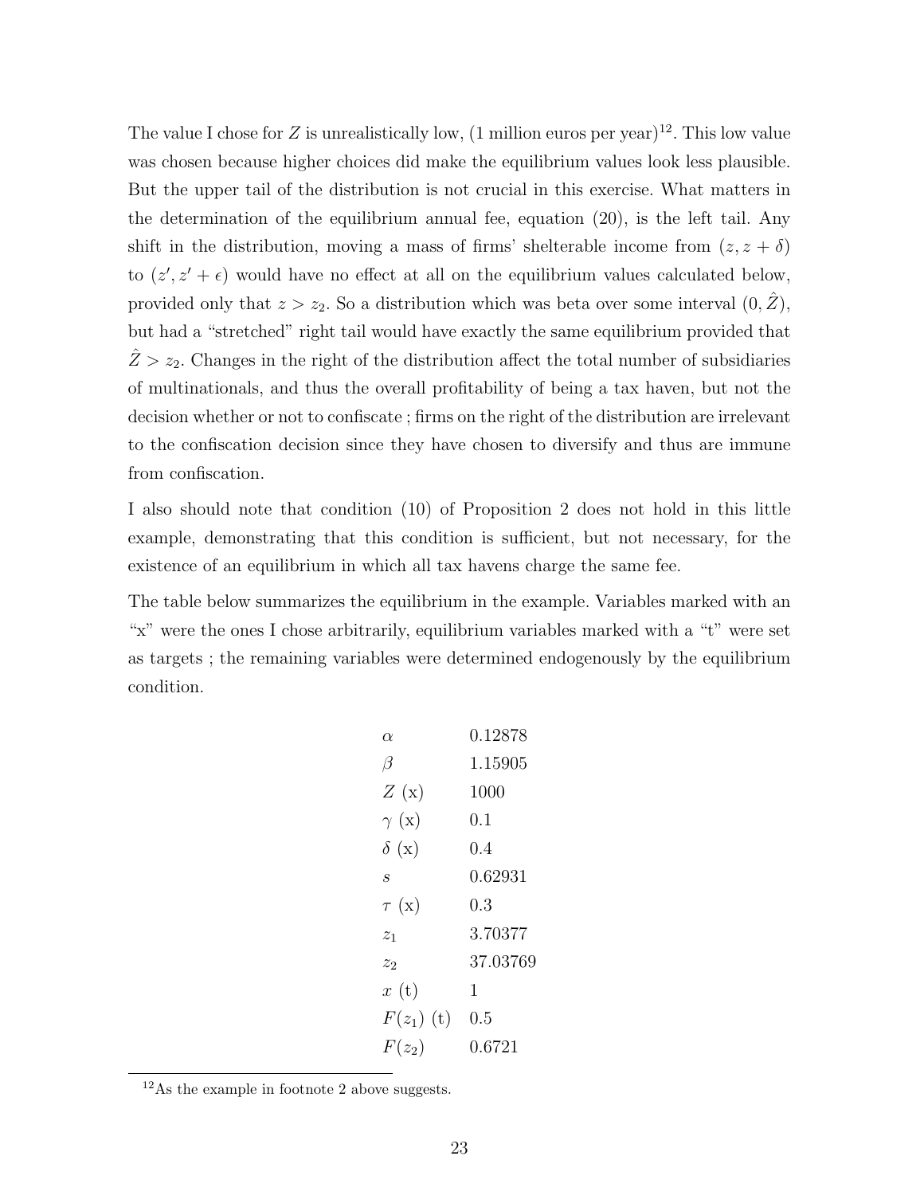The value I chose for $Z$ is unrealistically low, (1 million euros per year)[12]. This low value was chosen because higher choices did make the equilibrium values look less plausible. But the upper tail of the distribution is not crucial in this exercise. What matters in the determination of the equilibrium annual fee, equation (20), is the left tail. Any shift in the distribution, moving a mass of firms' shelterable income from $(z, z + \delta)$ to $(z', z' + \epsilon)$ would have no effect at all on the equilibrium values calculated below, provided only that $z > z_2$. So a distribution which was beta over some interval $(0, \hat{Z})$, but had a "stretched" right tail would have exactly the same equilibrium provided that $\hat{Z} > z_2$. Changes in the right of the distribution affect the total number of subsidiaries of multinationals, and thus the overall profitability of being a tax haven, but not the decision whether or not to confiscate ; firms on the right of the distribution are irrelevant to the confiscation decision since they have chosen to diversify and thus are immune from confiscation.

I also should note that condition (10) of Proposition 2 does not hold in this little example, demonstrating that this condition is sufficient, but not necessary, for the existence of an equilibrium in which all tax havens charge the same fee.

The table below summarizes the equilibrium in the example. Variables marked with an "x" were the ones I chose arbitrarily, equilibrium variables marked with a "t" were set as targets ; the remaining variables were determined endogenously by the equilibrium condition.

| | |
|---|---|
| $\alpha$ | 0.12878 |
| $\beta$ | 1.15905 |
| $Z$ (x) | 1000 |
| $\gamma$ (x) | 0.1 |
| $\delta$ (x) | 0.4 |
| $s$ | 0.62931 |
| $\tau$ (x) | 0.3 |
| $z_1$ | 3.70377 |
| $z_2$ | 37.03769 |
| $x$ (t) | 1 |
| $F(z_1)$ (t) | 0.5 |
| $F(z_2)$ | 0.6721 |

[12] As the example in footnote 2 above suggests.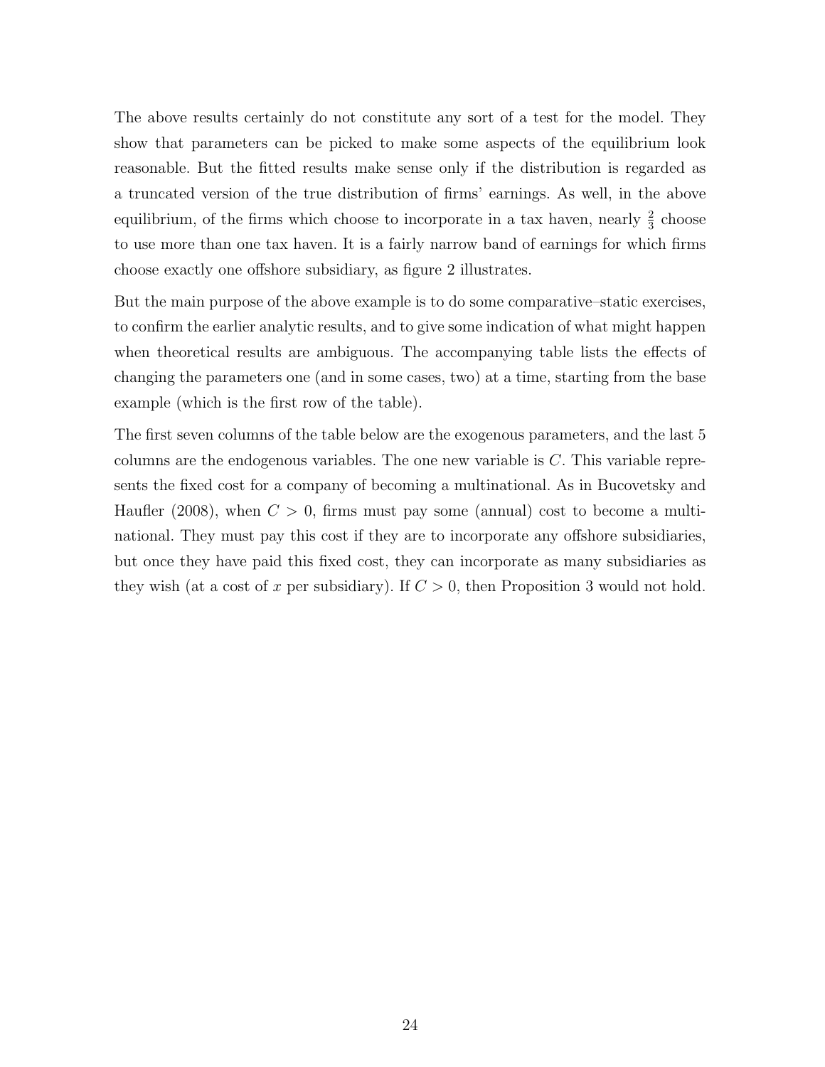The above results certainly do not constitute any sort of a test for the model. They show that parameters can be picked to make some aspects of the equilibrium look reasonable. But the fitted results make sense only if the distribution is regarded as a truncated version of the true distribution of firms' earnings. As well, in the above equilibrium, of the firms which choose to incorporate in a tax haven, nearly $\frac{2}{3}$ choose to use more than one tax haven. It is a fairly narrow band of earnings for which firms choose exactly one offshore subsidiary, as figure 2 illustrates.

But the main purpose of the above example is to do some comparative–static exercises, to confirm the earlier analytic results, and to give some indication of what might happen when theoretical results are ambiguous. The accompanying table lists the effects of changing the parameters one (and in some cases, two) at a time, starting from the base example (which is the first row of the table).

The first seven columns of the table below are the exogenous parameters, and the last 5 columns are the endogenous variables. The one new variable is $C$. This variable represents the fixed cost for a company of becoming a multinational. As in Bucovetsky and Haufler (2008), when $C > 0$, firms must pay some (annual) cost to become a multinational. They must pay this cost if they are to incorporate any offshore subsidiaries, but once they have paid this fixed cost, they can incorporate as many subsidiaries as they wish (at a cost of $x$ per subsidiary). If $C > 0$, then Proposition 3 would not hold.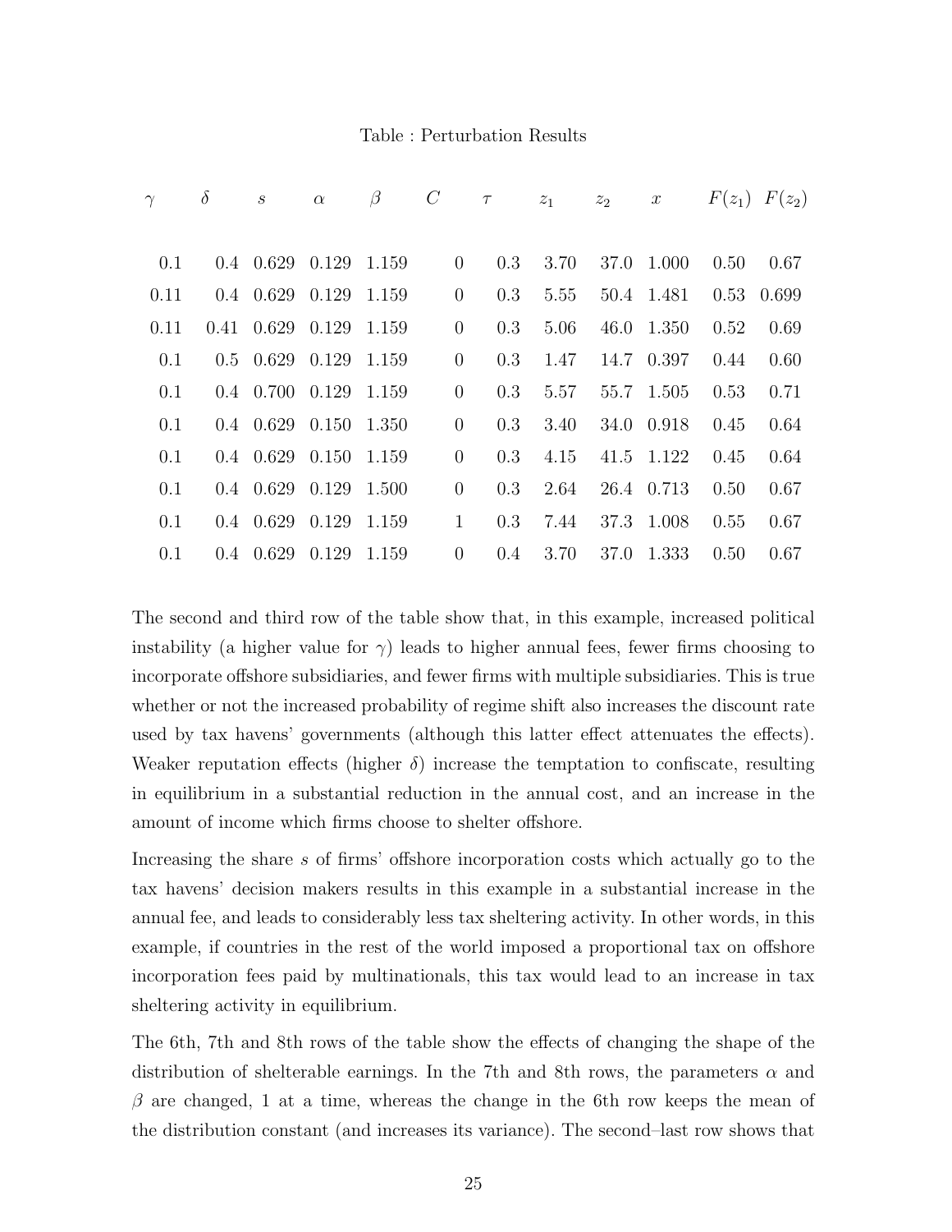Table : Perturbation Results

| $\gamma$ | $\delta$ | $s$ | $\alpha$ | $\beta$ | $C$ | $\tau$ | $z_1$ | $z_2$ | $x$ | $F(z_1)$ | $F(z_2)$ |
|---|---|---|---|---|---|---|---|---|---|---|---|
| 0.1 | 0.4 | 0.629 | 0.129 | 1.159 | 0 | 0.3 | 3.70 | 37.0 | 1.000 | 0.50 | 0.67 |
| 0.11 | 0.4 | 0.629 | 0.129 | 1.159 | 0 | 0.3 | 5.55 | 50.4 | 1.481 | 0.53 | 0.699 |
| 0.11 | 0.41 | 0.629 | 0.129 | 1.159 | 0 | 0.3 | 5.06 | 46.0 | 1.350 | 0.52 | 0.69 |
| 0.1 | 0.5 | 0.629 | 0.129 | 1.159 | 0 | 0.3 | 1.47 | 14.7 | 0.397 | 0.44 | 0.60 |
| 0.1 | 0.4 | 0.700 | 0.129 | 1.159 | 0 | 0.3 | 5.57 | 55.7 | 1.505 | 0.53 | 0.71 |
| 0.1 | 0.4 | 0.629 | 0.150 | 1.350 | 0 | 0.3 | 3.40 | 34.0 | 0.918 | 0.45 | 0.64 |
| 0.1 | 0.4 | 0.629 | 0.150 | 1.159 | 0 | 0.3 | 4.15 | 41.5 | 1.122 | 0.45 | 0.64 |
| 0.1 | 0.4 | 0.629 | 0.129 | 1.500 | 0 | 0.3 | 2.64 | 26.4 | 0.713 | 0.50 | 0.67 |
| 0.1 | 0.4 | 0.629 | 0.129 | 1.159 | 1 | 0.3 | 7.44 | 37.3 | 1.008 | 0.55 | 0.67 |
| 0.1 | 0.4 | 0.629 | 0.129 | 1.159 | 0 | 0.4 | 3.70 | 37.0 | 1.333 | 0.50 | 0.67 |

The second and third row of the table show that, in this example, increased political instability (a higher value for $\gamma$) leads to higher annual fees, fewer firms choosing to incorporate offshore subsidiaries, and fewer firms with multiple subsidiaries. This is true whether or not the increased probability of regime shift also increases the discount rate used by tax havens' governments (although this latter effect attenuates the effects). Weaker reputation effects (higher $\delta$) increase the temptation to confiscate, resulting in equilibrium in a substantial reduction in the annual cost, and an increase in the amount of income which firms choose to shelter offshore.

Increasing the share $s$ of firms' offshore incorporation costs which actually go to the tax havens' decision makers results in this example in a substantial increase in the annual fee, and leads to considerably less tax sheltering activity. In other words, in this example, if countries in the rest of the world imposed a proportional tax on offshore incorporation fees paid by multinationals, this tax would lead to an increase in tax sheltering activity in equilibrium.

The 6th, 7th and 8th rows of the table show the effects of changing the shape of the distribution of shelterable earnings. In the 7th and 8th rows, the parameters $\alpha$ and $\beta$ are changed, 1 at a time, whereas the change in the 6th row keeps the mean of the distribution constant (and increases its variance). The second–last row shows that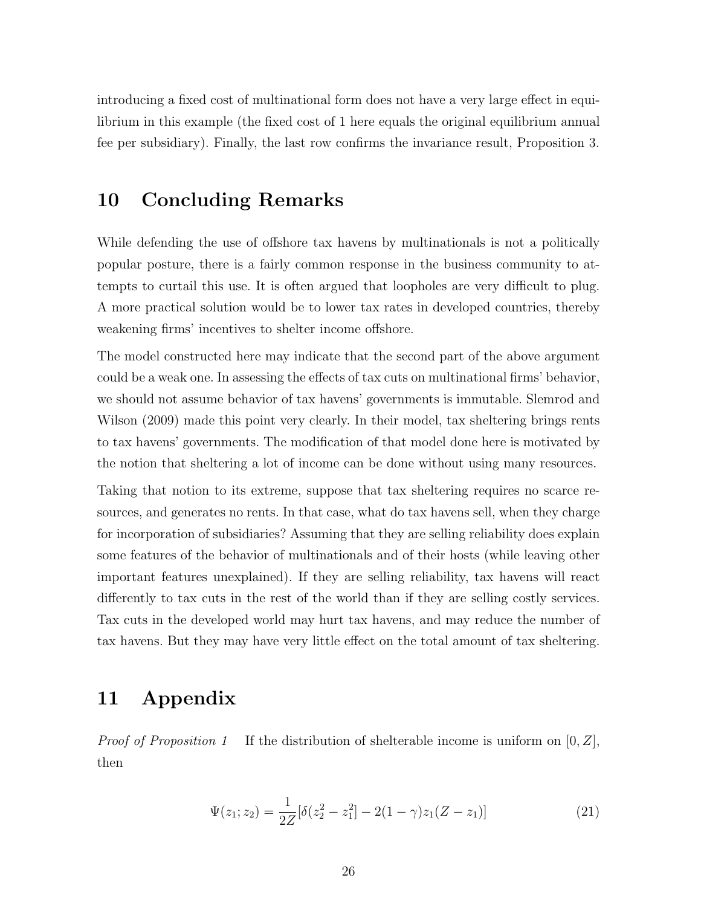introducing a fixed cost of multinational form does not have a very large effect in equilibrium in this example (the fixed cost of 1 here equals the original equilibrium annual fee per subsidiary). Finally, the last row confirms the invariance result, Proposition 3.

# 10 Concluding Remarks

While defending the use of offshore tax havens by multinationals is not a politically popular posture, there is a fairly common response in the business community to attempts to curtail this use. It is often argued that loopholes are very difficult to plug. A more practical solution would be to lower tax rates in developed countries, thereby weakening firms' incentives to shelter income offshore.

The model constructed here may indicate that the second part of the above argument could be a weak one. In assessing the effects of tax cuts on multinational firms' behavior, we should not assume behavior of tax havens' governments is immutable. Slemrod and Wilson (2009) made this point very clearly. In their model, tax sheltering brings rents to tax havens' governments. The modification of that model done here is motivated by the notion that sheltering a lot of income can be done without using many resources.

Taking that notion to its extreme, suppose that tax sheltering requires no scarce resources, and generates no rents. In that case, what do tax havens sell, when they charge for incorporation of subsidiaries? Assuming that they are selling reliability does explain some features of the behavior of multinationals and of their hosts (while leaving other important features unexplained). If they are selling reliability, tax havens will react differently to tax cuts in the rest of the world than if they are selling costly services. Tax cuts in the developed world may hurt tax havens, and may reduce the number of tax havens. But they may have very little effect on the total amount of tax sheltering.

# 11 Appendix

*Proof of Proposition 1* If the distribution of shelterable income is uniform on $[0, Z]$, then

$$\Psi(z_1; z_2) = \frac{1}{2Z}[\delta(z_2^2 - z_1^2] - 2(1-\gamma)z_1(Z - z_1)] \tag{21}$$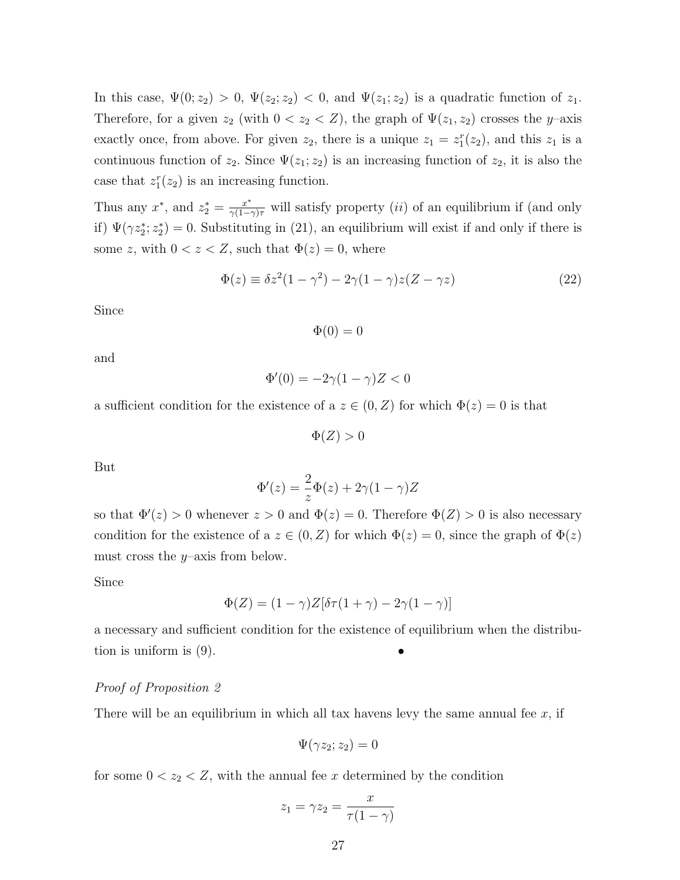In this case, $\Psi(0; z_2) > 0$, $\Psi(z_2; z_2) < 0$, and $\Psi(z_1; z_2)$ is a quadratic function of $z_1$. Therefore, for a given $z_2$ (with $0 < z_2 < Z$), the graph of $\Psi(z_1, z_2)$ crosses the $y$–axis exactly once, from above. For given $z_2$, there is a unique $z_1 = z_1^r(z_2)$, and this $z_1$ is a continuous function of $z_2$. Since $\Psi(z_1; z_2)$ is an increasing function of $z_2$, it is also the case that $z_1^r(z_2)$ is an increasing function.

Thus any $x^*$, and $z_2^* = \frac{x^*}{\gamma(1-\gamma)\tau}$ will satisfy property $(ii)$ of an equilibrium if (and only if) $\Psi(\gamma z_2^*; z_2^*) = 0$. Substituting in (21), an equilibrium will exist if and only if there is some $z$, with $0 < z < Z$, such that $\Phi(z) = 0$, where

$$\Phi(z) \equiv \delta z^2(1-\gamma^2) - 2\gamma(1-\gamma)z(Z-\gamma z) \tag{22}$$

Since

$$\Phi(0) = 0$$

and

$$\Phi'(0) = -2\gamma(1-\gamma)Z < 0$$

a sufficient condition for the existence of a $z \in (0, Z)$ for which $\Phi(z) = 0$ is that

$$\Phi(Z) > 0$$

But

$$\Phi'(z) = \frac{2}{z}\Phi(z) + 2\gamma(1-\gamma)Z$$

so that $\Phi'(z) > 0$ whenever $z > 0$ and $\Phi(z) = 0$. Therefore $\Phi(Z) > 0$ is also necessary condition for the existence of a $z \in (0, Z)$ for which $\Phi(z) = 0$, since the graph of $\Phi(z)$ must cross the $y$–axis from below.

Since

$$\Phi(Z) = (1-\gamma)Z[\delta\tau(1+\gamma) - 2\gamma(1-\gamma)]$$

a necessary and sufficient condition for the existence of equilibrium when the distribution is uniform is (9). •

*Proof of Proposition 2*

There will be an equilibrium in which all tax havens levy the same annual fee $x$, if

$$\Psi(\gamma z_2; z_2) = 0$$

for some $0 < z_2 < Z$, with the annual fee $x$ determined by the condition

$$z_1 = \gamma z_2 = \frac{x}{\tau(1-\gamma)}$$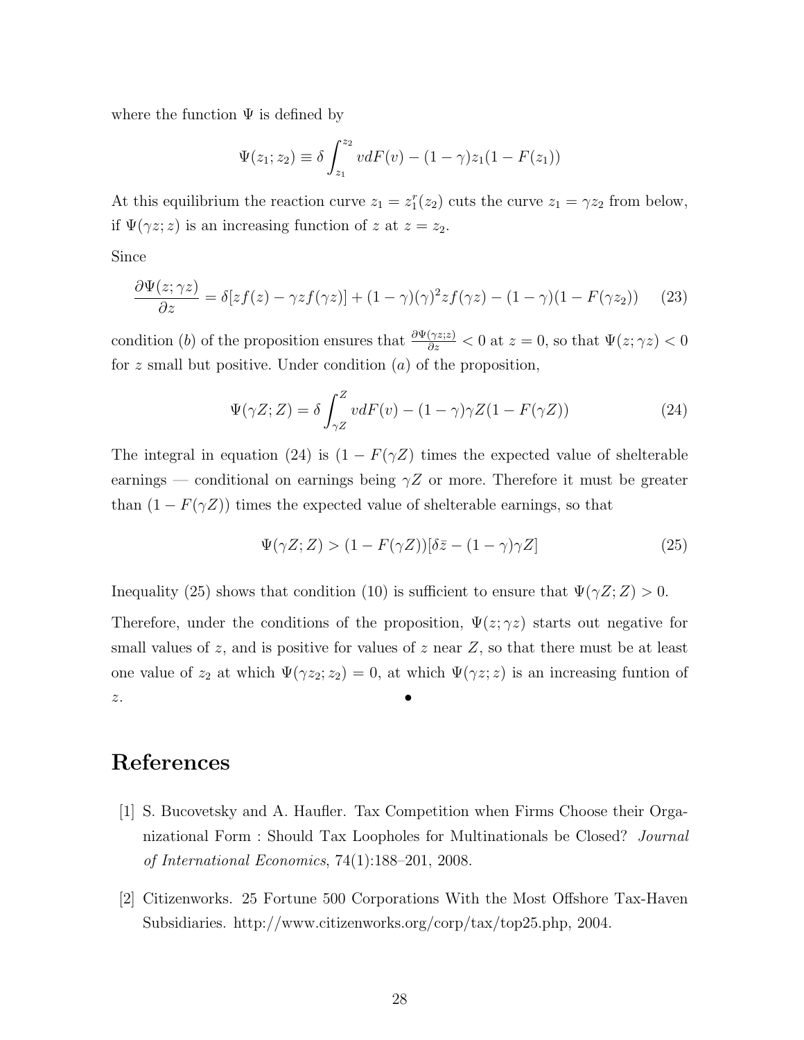where the function $\Psi$ is defined by

$$\Psi(z_1; z_2) \equiv \delta \int_{z_1}^{z_2} v dF(v) - (1 - \gamma) z_1 (1 - F(z_1))$$

At this equilibrium the reaction curve $z_1 = z_1^r(z_2)$ cuts the curve $z_1 = \gamma z_2$ from below, if $\Psi(\gamma z; z)$ is an increasing function of $z$ at $z = z_2$.

Since

$$\frac{\partial \Psi(z; \gamma z)}{\partial z} = \delta[z f(z) - \gamma z f(\gamma z)] + (1 - \gamma)(\gamma)^2 z f(\gamma z) - (1 - \gamma)(1 - F(\gamma z_2)) \quad (23)$$

condition $(b)$ of the proposition ensures that $\frac{\partial \Psi(\gamma z; z)}{\partial z} < 0$ at $z = 0$, so that $\Psi(z; \gamma z) < 0$ for $z$ small but positive. Under condition $(a)$ of the proposition,

$$\Psi(\gamma Z; Z) = \delta \int_{\gamma Z}^{Z} v dF(v) - (1 - \gamma) \gamma Z (1 - F(\gamma Z)) \quad (24)$$

The integral in equation (24) is $(1 - F(\gamma Z)$ times the expected value of shelterable earnings — conditional on earnings being $\gamma Z$ or more. Therefore it must be greater than $(1 - F(\gamma Z))$ times the expected value of shelterable earnings, so that

$$\Psi(\gamma Z; Z) > (1 - F(\gamma Z))[\delta \bar{z} - (1 - \gamma) \gamma Z] \quad (25)$$

Inequality (25) shows that condition (10) is sufficient to ensure that $\Psi(\gamma Z; Z) > 0$.

Therefore, under the conditions of the proposition, $\Psi(z; \gamma z)$ starts out negative for small values of $z$, and is positive for values of $z$ near $Z$, so that there must be at least one value of $z_2$ at which $\Psi(\gamma z_2; z_2) = 0$, at which $\Psi(\gamma z; z)$ is an increasing funtion of $z$. •

# References

[1] S. Bucovetsky and A. Haufler. Tax Competition when Firms Choose their Organizational Form : Should Tax Loopholes for Multinationals be Closed? *Journal of International Economics*, 74(1):188–201, 2008.

[2] Citizenworks. 25 Fortune 500 Corporations With the Most Offshore Tax-Haven Subsidiaries. http://www.citizenworks.org/corp/tax/top25.php, 2004.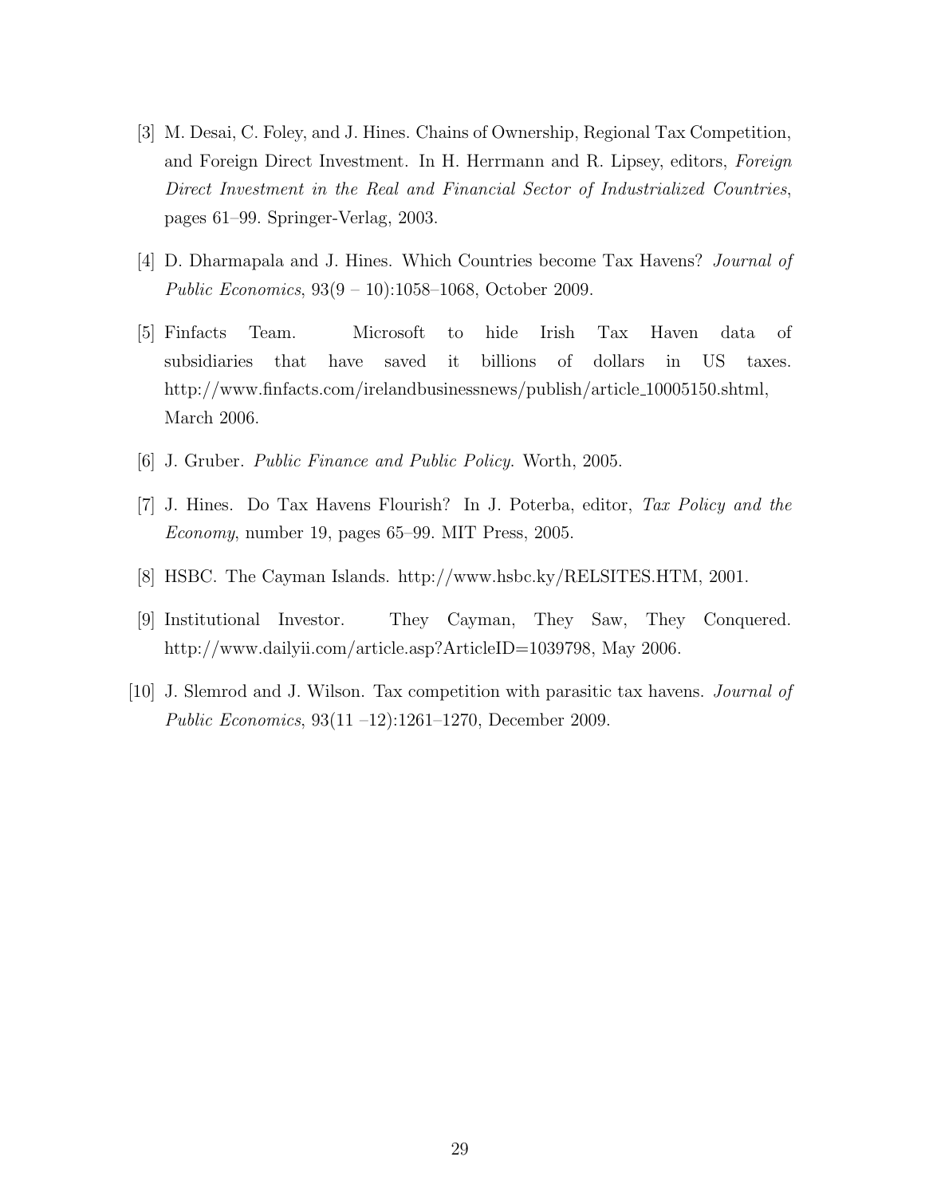[3] M. Desai, C. Foley, and J. Hines. Chains of Ownership, Regional Tax Competition, and Foreign Direct Investment. In H. Herrmann and R. Lipsey, editors, *Foreign Direct Investment in the Real and Financial Sector of Industrialized Countries*, pages 61–99. Springer-Verlag, 2003.

[4] D. Dharmapala and J. Hines. Which Countries become Tax Havens? *Journal of Public Economics*, 93(9 – 10):1058–1068, October 2009.

[5] Finfacts Team. Microsoft to hide Irish Tax Haven data of subsidiaries that have saved it billions of dollars in US taxes. http://www.finfacts.com/irelandbusinessnews/publish/article_10005150.shtml, March 2006.

[6] J. Gruber. *Public Finance and Public Policy*. Worth, 2005.

[7] J. Hines. Do Tax Havens Flourish? In J. Poterba, editor, *Tax Policy and the Economy*, number 19, pages 65–99. MIT Press, 2005.

[8] HSBC. The Cayman Islands. http://www.hsbc.ky/RELSITES.HTM, 2001.

[9] Institutional Investor. They Cayman, They Saw, They Conquered. http://www.dailyii.com/article.asp?ArticleID=1039798, May 2006.

[10] J. Slemrod and J. Wilson. Tax competition with parasitic tax havens. *Journal of Public Economics*, 93(11 –12):1261–1270, December 2009.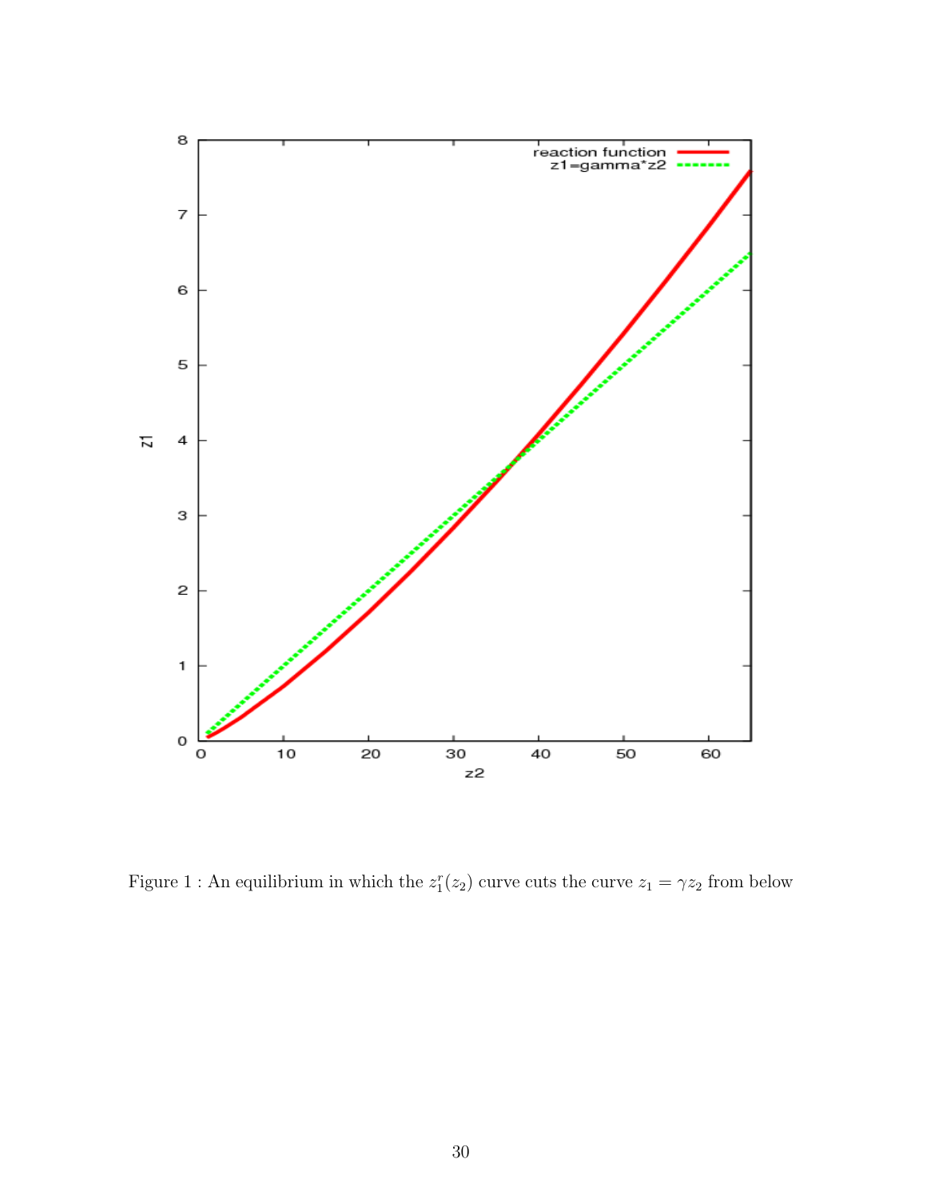Figure 1 : An equilibrium in which the $z_1^r(z_2)$ curve cuts the curve $z_1 = \gamma z_2$ from below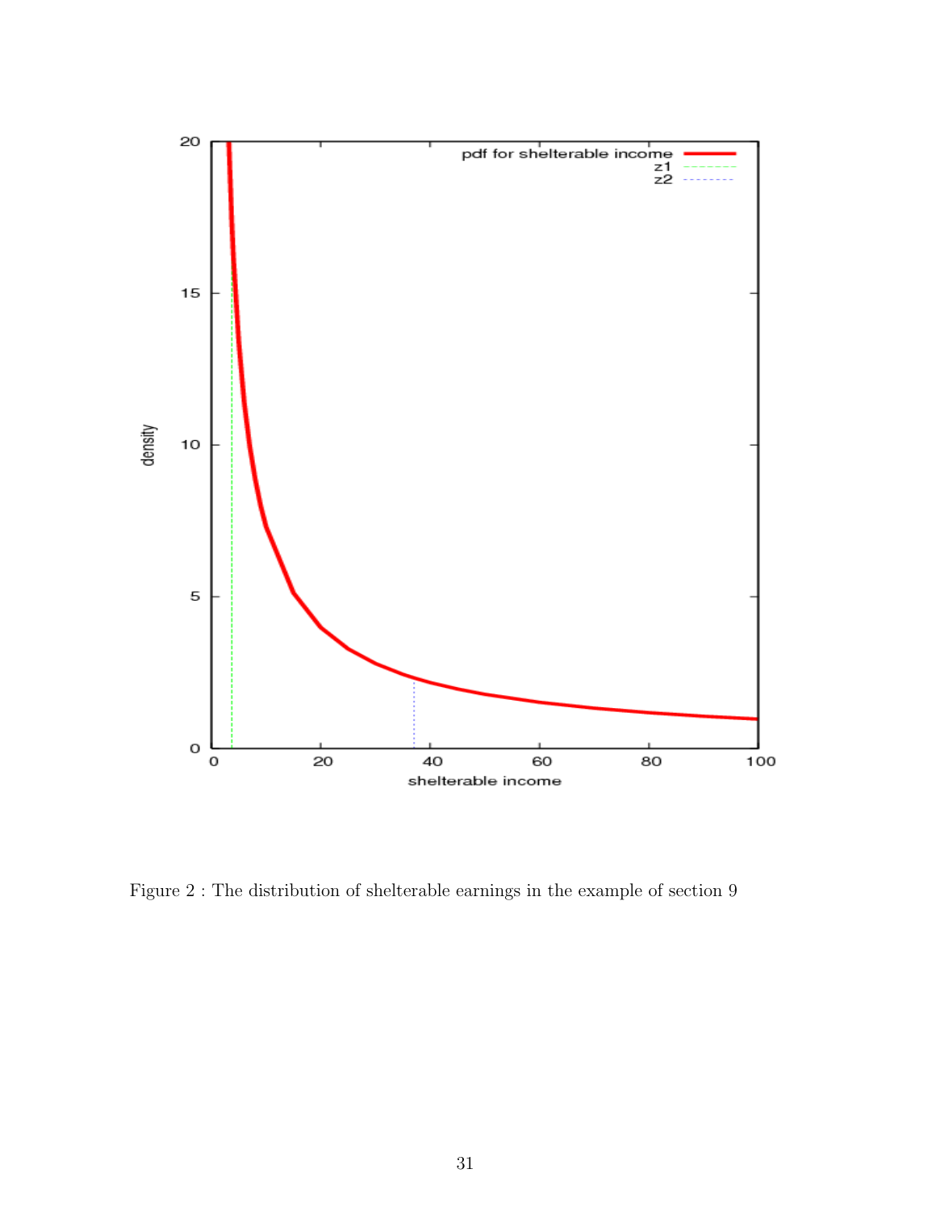20

15

10

5

0

0

20

40

60

80

100

density

shelterable income

pdf for shelterable income

z1

z2

Figure 2 : The distribution of shelterable earnings in the example of section 9